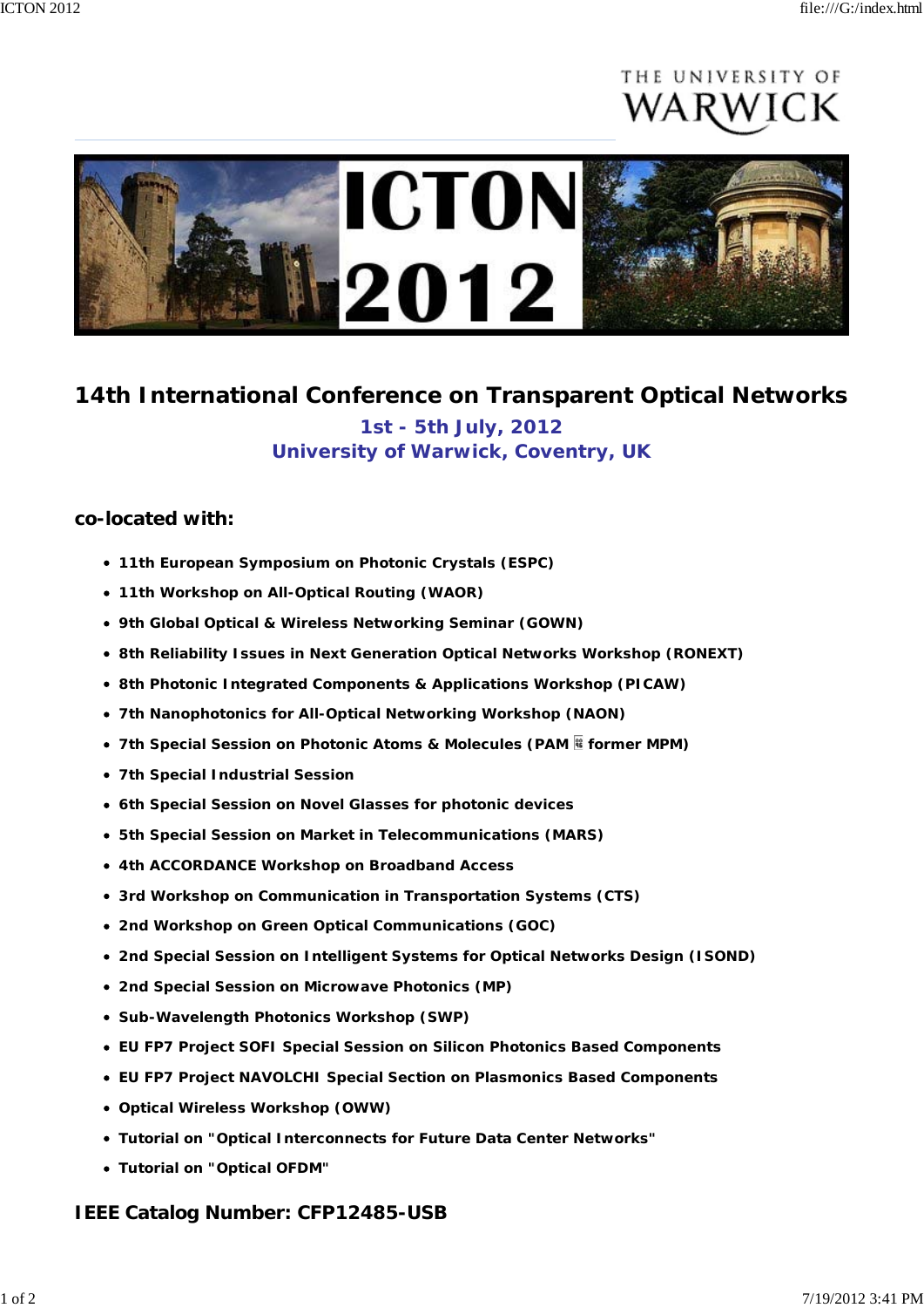# 14th International Conference on Transparent Optical Networks

**1st - 5th July, 2012**
**University of Warwick, Coventry, UK**

## co-located with:

- **11th European Symposium on Photonic Crystals (ESPC)**
- **11th Workshop on All-Optical Routing (WAOR)**
- **9th Global Optical & Wireless Networking Seminar (GOWN)**
- **8th Reliability Issues in Next Generation Optical Networks Workshop (RONEXT)**
- **8th Photonic Integrated Components & Applications Workshop (PICAW)**
- **7th Nanophotonics for All-Optical Networking Workshop (NAON)**
- **7th Special Session on Photonic Atoms & Molecules (PAM � former MPM)**
- **7th Special Industrial Session**
- **6th Special Session on Novel Glasses for photonic devices**
- **5th Special Session on Market in Telecommunications (MARS)**
- **4th ACCORDANCE Workshop on Broadband Access**
- **3rd Workshop on Communication in Transportation Systems (CTS)**
- **2nd Workshop on Green Optical Communications (GOC)**
- **2nd Special Session on Intelligent Systems for Optical Networks Design (ISOND)**
- **2nd Special Session on Microwave Photonics (MP)**
- **Sub-Wavelength Photonics Workshop (SWP)**
- **EU FP7 Project SOFI Special Session on Silicon Photonics Based Components**
- **EU FP7 Project NAVOLCHI Special Section on Plasmonics Based Components**
- **Optical Wireless Workshop (OWW)**
- **Tutorial on "Optical Interconnects for Future Data Center Networks"**
- **Tutorial on "Optical OFDM"**

## IEEE Catalog Number: CFP12485-USB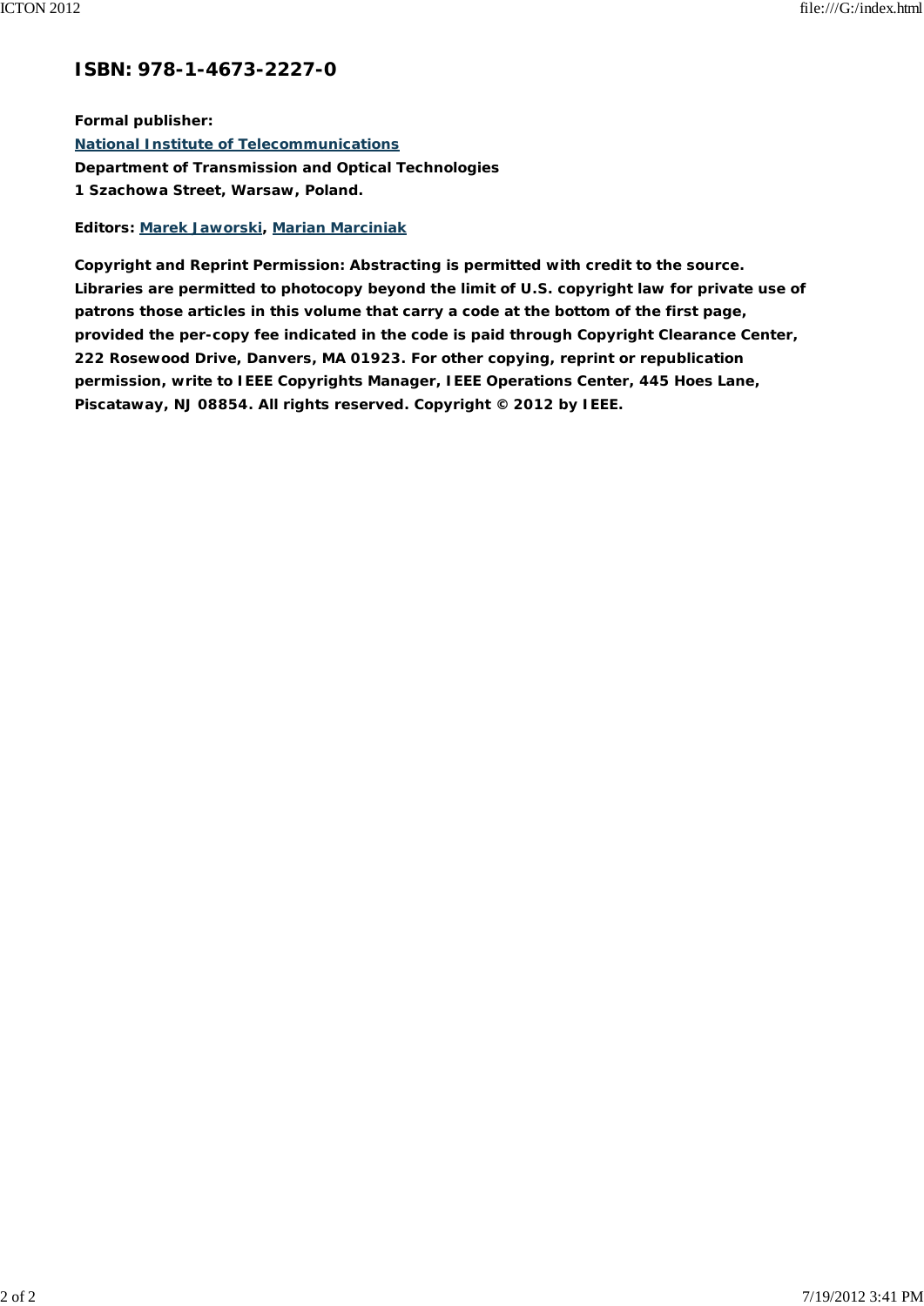# ISBN: 978-1-4673-2227-0

**Formal publisher:**
**National Institute of Telecommunications**
**Department of Transmission and Optical Technologies**
**1 Szachowa Street, Warsaw, Poland.**

**Editors: Marek Jaworski, Marian Marciniak**

**Copyright and Reprint Permission: Abstracting is permitted with credit to the source. Libraries are permitted to photocopy beyond the limit of U.S. copyright law for private use of patrons those articles in this volume that carry a code at the bottom of the first page, provided the per-copy fee indicated in the code is paid through Copyright Clearance Center, 222 Rosewood Drive, Danvers, MA 01923. For other copying, reprint or republication permission, write to IEEE Copyrights Manager, IEEE Operations Center, 445 Hoes Lane, Piscataway, NJ 08854. All rights reserved. Copyright © 2012 by IEEE.**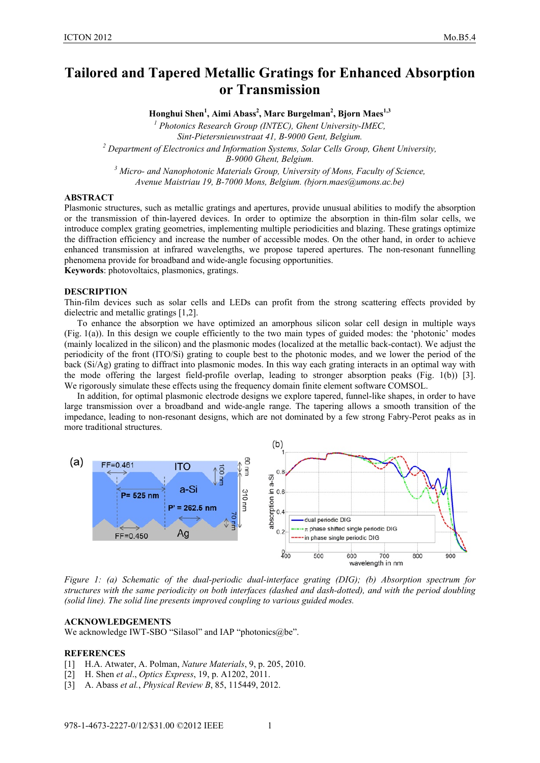# Tailored and Tapered Metallic Gratings for Enhanced Absorption or Transmission

**Honghui Shen[1], Aimi Abass[2], Marc Burgelman[2], Bjorn Maes[1,3]**

[1] *Photonics Research Group (INTEC), Ghent University-IMEC, Sint-Pietersnieuwstraat 41, B-9000 Gent, Belgium.*

[2] *Department of Electronics and Information Systems, Solar Cells Group, Ghent University, B-9000 Ghent, Belgium.*

[3] *Micro- and Nanophotonic Materials Group, University of Mons, Faculty of Science, Avenue Maistriau 19, B-7000 Mons, Belgium. (bjorn.maes@umons.ac.be)*

## ABSTRACT

Plasmonic structures, such as metallic gratings and apertures, provide unusual abilities to modify the absorption or the transmission of thin-layered devices. In order to optimize the absorption in thin-film solar cells, we introduce complex grating geometries, implementing multiple periodicities and blazing. These gratings optimize the diffraction efficiency and increase the number of accessible modes. On the other hand, in order to achieve enhanced transmission at infrared wavelengths, we propose tapered apertures. The non-resonant funnelling phenomena provide for broadband and wide-angle focusing opportunities.

**Keywords**: photovoltaics, plasmonics, gratings.

## DESCRIPTION

Thin-film devices such as solar cells and LEDs can profit from the strong scattering effects provided by dielectric and metallic gratings [1,2].

To enhance the absorption we have optimized an amorphous silicon solar cell design in multiple ways (Fig. 1(a)). In this design we couple efficiently to the two main types of guided modes: the 'photonic' modes (mainly localized in the silicon) and the plasmonic modes (localized at the metallic back-contact). We adjust the periodicity of the front (ITO/Si) grating to couple best to the photonic modes, and we lower the period of the back (Si/Ag) grating to diffract into plasmonic modes. In this way each grating interacts in an optimal way with the mode offering the largest field-profile overlap, leading to stronger absorption peaks (Fig. 1(b)) [3]. We rigorously simulate these effects using the frequency domain finite element software COMSOL.

In addition, for optimal plasmonic electrode designs we explore tapered, funnel-like shapes, in order to have large transmission over a broadband and wide-angle range. The tapering allows a smooth transition of the impedance, leading to non-resonant designs, which are not dominated by a few strong Fabry-Perot peaks as in more traditional structures.

(a)
FF=0.461
ITO
60 nm
100 nm
a-Si
310 nm
P= 525 nm
P' = 262.5 nm
70 nm
Ag
FF=0.450

(b)
absorption in a-Si
wavelength in nm
dual periodic DIG
π phase shifted single periodic DIG
in phase single periodic DIG
0
0.2
0.4
0.6
0.8
1
400
500
600
700
800
900

*Figure 1: (a) Schematic of the dual-periodic dual-interface grating (DIG); (b) Absorption spectrum for structures with the same periodicity on both interfaces (dashed and dash-dotted), and with the period doubling (solid line). The solid line presents improved coupling to various guided modes.*

## ACKNOWLEDGEMENTS

We acknowledge IWT-SBO "Silasol" and IAP "photonics@be".

## REFERENCES

[1] H.A. Atwater, A. Polman, *Nature Materials*, 9, p. 205, 2010.

[2] H. Shen *et al.*, *Optics Express*, 19, p. A1202, 2011.

[3] A. Abass *et al.*, *Physical Review B*, 85, 115449, 2012.

978-1-4673-2227-0/12/$31.00 ©2012 IEEE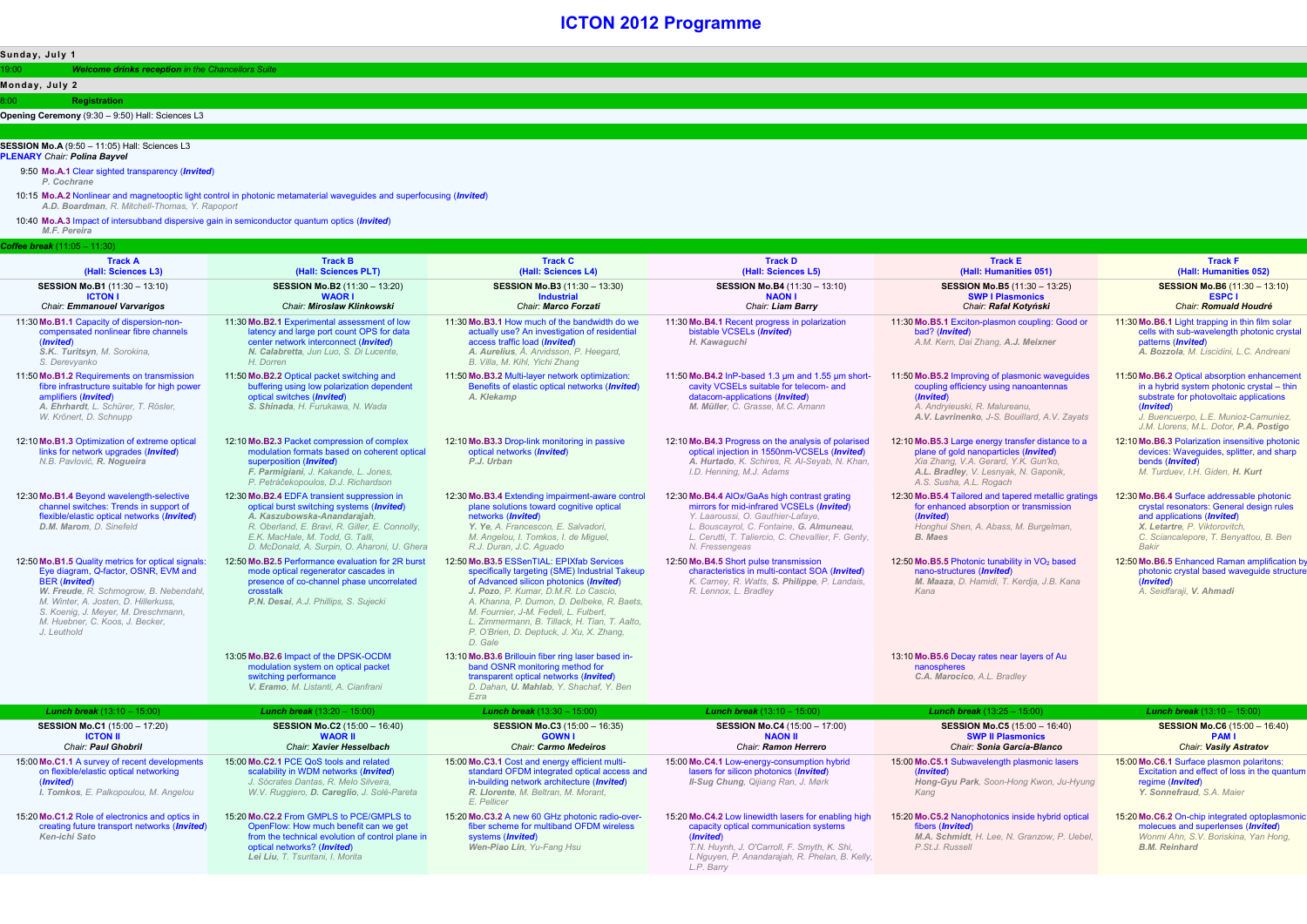# ICTON 2012 Programme

## Sunday, July 1

19:00 ***Welcome drinks reception** in the Chancellors Suite*

## Monday, July 2

8:00 **Registration**

**Opening Ceremony** (9:30 – 9:50) Hall: Sciences L3

**SESSION Mo.A** (9:50 – 11:05) Hall: Sciences L3
**PLENARY** Chair: ***Polina Bayvel***

9:50 **Mo.A.1** Clear sighted transparency (***Invited***)
*P. Cochrane*

10:15 **Mo.A.2** Nonlinear and magnetooptic light control in photonic metamaterial waveguides and superfocusing (***Invited***)
*A.D. Boardman, R. Mitchell-Thomas, Y. Rapoport*

10:40 **Mo.A.3** Impact of intersubband dispersive gain in semiconductor quantum optics (***Invited***)
*M.F. Pereira*

*Coffee break (11:05 – 11:30)*

| Track A (Hall: Sciences L3) | Track B (Hall: Sciences PLT) | Track C (Hall: Sciences L4) | Track D (Hall: Sciences L5) | Track E (Hall: Humanities 051) | Track F (Hall: Humanities 052) |
|---|---|---|---|---|---|
| **SESSION Mo.B1** (11:30 – 13:10) **ICTON I** Chair: ***Emmanouel Varvarigos*** | **SESSION Mo.B2** (11:30 – 13:20) **WAOR I** Chair: ***Mirosław Klinkowski*** | **SESSION Mo.B3** (11:30 – 13:30) **Industrial** Chair: ***Marco Forzati*** | **SESSION Mo.B4** (11:30 – 13:10) **NAON I** Chair: ***Liam Barry*** | **SESSION Mo.B5** (11:30 – 13:25) **SWP I Plasmonics** Chair: ***Rafał Kotyński*** | **SESSION Mo.B6** (11:30 – 13:10) **ESPC I** Chair: ***Romuald Houdré*** |
| 11:30 **Mo.B1.1** Capacity of dispersion-non-compensated nonlinear fibre channels (***Invited***) ***S.K. Turitsyn***, *M. Sorokina, S. Derevyanko* | 11:30 **Mo.B2.1** Experimental assessment of low latency and large port count OPS for data center network interconnect (***Invited***) ***N. Calabretta***, *Jun Luo, S. Di Lucente, H. Dorren* | 11:30 **Mo.B3.1** How much of the bandwidth do we actually use? An investigation of residential access traffic load (***Invited***) ***A. Aurelius***, *Å. Arvidsson, P. Heegard, B. Villa, M. Kihl, Yichi Zhang* | 11:30 **Mo.B4.1** Recent progress in polarization bistable VCSELs (***Invited***) ***H. Kawaguchi*** | 11:30 **Mo.B5.1** Exciton-plasmon coupling: Good or bad? (***Invited***) *A.M. Kern, Dai Zhang,* ***A.J. Meixner*** | 11:30 **Mo.B6.1** Light trapping in thin film solar cells with sub-wavelength photonic crystal patterns (***Invited***) ***A. Bozzola***, *M. Liscidini, L.C. Andreani* |
| 11:50 **Mo.B1.2** Requirements on transmission fibre infrastructure suitable for high power amplifiers (***Invited***) ***A. Ehrhardt***, *L. Schürer, T. Rösler, W. Krönert, D. Schnupp* | 11:50 **Mo.B2.2** Optical packet switching and buffering using low polarization dependent optical switches (***Invited***) ***S. Shinada***, *H. Furukawa, N. Wada* | 11:50 **Mo.B3.2** Multi-layer network optimization: Benefits of elastic optical networks (***Invited***) ***A. Klekamp*** | 11:50 **Mo.B4.2** InP-based 1.3 µm and 1.55 µm short-cavity VCSELs suitable for telecom- and datacom-applications (***Invited***) ***M. Müller***, *C. Grasse, M.C. Amann* | 11:50 **Mo.B5.2** Improving of plasmonic waveguides coupling efficiency using nanoantennas (***Invited***) *A. Andryieuski, R. Malureanu,* ***A.V. Lavrinenko***, *J-S. Bouillard, A.V. Zayats* | 11:50 **Mo.B6.2** Optical absorption enhancement in a hybrid system photonic crystal – thin substrate for photovoltaic applications (***Invited***) *J. Buencuerpo, L.E. Munioz-Camuniez, J.M. Llorens, M.L. Dotor,* ***P.A. Postigo*** |
| 12:10 **Mo.B1.3** Optimization of extreme optical links for network upgrades (***Invited***) *N.B. Pavlović,* ***R. Nogueira*** | 12:10 **Mo.B2.3** Packet compression of complex modulation formats based on coherent optical superposition (***Invited***) ***F. Parmigiani***, *J. Kakande, L. Jones, P. Petráčekopoulos, D.J. Richardson* | 12:10 **Mo.B3.3** Drop-link monitoring in passive optical networks (***Invited***) ***P.J. Urban*** | 12:10 **Mo.B4.3** Progress on the analysis of polarised optical injection in 1550nm-VCSELs (***Invited***) ***A. Hurtado***, *K. Schires, R. Al-Seyab, N. Khan, I.D. Henning, M.J. Adams* | 12:10 **Mo.B5.3** Large energy transfer distance to a plane of gold nanoparticles (***Invited***) *Xia Zhang, V.A. Gerard, Y.K. Gun'ko,* ***A.L. Bradley***, *V. Lesnyak, N. Gaponik, A.S. Susha, A.L. Rogach* | 12:10 **Mo.B6.3** Polarization insensitive photonic devices: Waveguides, splitter, and sharp bends (***Invited***) *M. Turduev, I.H. Giden,* ***H. Kurt*** |
| 12:30 **Mo.B1.4** Beyond wavelength-selective channel switches: Trends in support of flexible/elastic optical networks (***Invited***) ***D.M. Marom***, *D. Sinefeld* | 12:30 **Mo.B2.4** EDFA transient suppression in optical burst switching systems (***Invited***) ***A. Kaszubowska-Anandarajah***, *R. Oberland, E. Bravi, R. Giller, E. Connolly, E.K. MacHale, M. Todd, G. Talli, D. McDonald, A. Surpin, O. Aharoni, U. Ghera* | 12:30 **Mo.B3.4** Extending impairment-aware control plane solutions toward cognitive optical networks (***Invited***) ***Y. Ye***, *A. Francescon, E. Salvadori, M. Angelou, I. Tomkos, I. de Miguel, R.J. Duran, J.C. Aguado* | 12:30 **Mo.B4.4** AlOx/GaAs high contrast grating mirrors for mid-infrared VCSELs (***Invited***) *Y. Laaroussi, O. Gauthier-Lafaye, L. Bouscayrol, C. Fontaine,* ***G. Almuneau***, *L. Cerutti, T. Taliercio, C. Chevallier, F. Genty, N. Fressengeas* | 12:30 **Mo.B5.4** Tailored and tapered metallic gratings for enhanced absorption or transmission (***Invited***) *Honghui Shen, A. Abass, M. Burgelman,* ***B. Maes*** | 12:30 **Mo.B6.4** Surface addressable photonic crystal resonators: General design rules and applications (***Invited***) ***X. Letartre***, *P. Viktorovitch, C. Sciancalepore, T. Benyattou, B. Ben Bakir* |
| 12:50 **Mo.B1.5** Quality metrics for optical signals: Eye diagram, Q-factor, OSNR, EVM and BER (***Invited***) ***W. Freude***, *R. Schmogrow, B. Nebendahl, M. Winter, A. Josten, D. Hillerkuss, S. Koenig, J. Meyer, M. Dreschmann, M. Huebner, C. Koos, J. Becker, J. Leuthold* | 12:50 **Mo.B2.5** Performance evaluation for 2R burst mode optical regenerator cascades in presence of co-channel phase uncorrelated crosstalk ***P.N. Desai***, *A.J. Phillips, S. Sujecki* | 12:50 **Mo.B3.5** ESSenTIAL: EPIXfab Services specifically targeting (SME) Industrial Takeup of Advanced silicon photonics (***Invited***) ***J. Pozo***, *P. Kumar, D.M.R. Lo Cascio, A. Khanna, P. Dumon, D. Delbeke, R. Baets, M. Fournier, J-M. Fedeli, L. Fulbert, L. Zimmermann, B. Tillack, H. Tian, T. Aalto, P. O'Brien, D. Deptuck, J. Xu, X. Zhang, D. Gale* | 12:50 **Mo.B4.5** Short pulse transmission characteristics in multi-contact SOA (***Invited***) *K. Carney, R. Watts,* ***S. Philippe***, *P. Landais, R. Lennox, L. Bradley* | 12:50 **Mo.B5.5** Photonic tunability in $VO_2$ based nano-structures (***Invited***) ***M. Maaza***, *D. Hamidi, T. Kerdja, J.B. Kana Kana* | 12:50 **Mo.B6.5** Enhanced Raman amplification by photonic crystal based waveguide structure (***Invited***) *A. Seidfaraji,* ***V. Ahmadi*** |
| | 13:05 **Mo.B2.6** Impact of the DPSK-OCDM modulation system on optical packet switching performance ***V. Eramo***, *M. Listanti, A. Cianfrani* | 13:10 **Mo.B3.6** Brillouin fiber ring laser based in-band OSNR monitoring method for transparent optical networks (***Invited***) *D. Dahan,* ***U. Mahlab***, *Y. Shachaf, Y. Ben Ezra* | | 13:10 **Mo.B5.6** Decay rates near layers of Au nanospheres ***C.A. Marocico***, *A.L. Bradley* | |
| *Lunch break (13:10 – 15:00)* | *Lunch break (13:20 – 15:00)* | *Lunch break (13:30 – 15:00)* | *Lunch break (13:10 – 15:00)* | *Lunch break (13:25 – 15:00)* | *Lunch break (13:10 – 15:00)* |
| **SESSION Mo.C1** (15:00 – 17:20) **ICTON II** Chair: ***Paul Ghobril*** | **SESSION Mo.C2** (15:00 – 16:40) **WAOR II** Chair: ***Xavier Hesselbach*** | **SESSION Mo.C3** (15:00 – 16:35) **GOWN I** Chair: ***Carmo Medeiros*** | **SESSION Mo.C4** (15:00 – 17:00) **NAON II** Chair: ***Ramon Herrero*** | **SESSION Mo.C5** (15:00 – 16:40) **SWP II Plasmonics** Chair: ***Sonia García-Blanco*** | **SESSION Mo.C6** (15:00 – 16:40) **PAM I** Chair: ***Vasily Astratov*** |
| 15:00 **Mo.C1.1** A survey of recent developments on flexible/elastic optical networking (***Invited***) ***I. Tomkos***, *E. Palkopoulou, M. Angelou* | 15:00 **Mo.C2.1** PCE QoS tools and related scalability in WDM networks (***Invited***) *J. Sócrates Dantas, R. Melo Silveira, W.V. Ruggiero,* ***D. Careglio***, *J. Solé-Pareta* | 15:00 **Mo.C3.1** Cost and energy efficient multi-standard OFDM integrated optical access and in-building network architecture (***Invited***) ***R. Llorente***, *M. Beltran, M. Morant, E. Pellicer* | 15:00 **Mo.C4.1** Low-energy-consumption hybrid lasers for silicon photonics (***Invited***) ***Il-Sug Chung***, *Qijiang Ran, J. Mørk* | 15:00 **Mo.C5.1** Subwavelength plasmonic lasers (***Invited***) ***Hong-Gyu Park***, *Soon-Hong Kwon, Ju-Hyung Kang* | 15:00 **Mo.C6.1** Surface plasmon polaritons: Excitation and effect of loss in the quantum regime (***Invited***) ***Y. Sonnefraud***, *S.A. Maier* |
| 15:20 **Mo.C1.2** Role of electronics and optics in creating future transport networks (***Invited***) ***Ken-ichi Sato*** | 15:20 **Mo.C2.2** From GMPLS to PCE/GMPLS to OpenFlow: How much benefit can we get from the technical evolution of control plane in optical networks? (***Invited***) ***Lei Liu***, *T. Tsuritani, I. Morita* | 15:20 **Mo.C3.2** A new 60 GHz photonic radio-over-fiber scheme for multiband OFDM wireless systems (***Invited***) ***Wen-Piao Lin***, *Yu-Fang Hsu* | 15:20 **Mo.C4.2** Low linewidth lasers for enabling high capacity optical communication systems (***Invited***) *T.N. Huynh, J. O'Carroll, F. Smyth, K. Shi, L Nguyen, P. Anandarajah, R. Phelan, B. Kelly, L.P. Barry* | 15:20 **Mo.C5.2** Nanophotonics inside hybrid optical fibers (***Invited***) ***M.A. Schmidt***, *H. Lee, N. Granzow, P. Uebel, P.St.J. Russell* | 15:20 **Mo.C6.2** On-chip integrated optoplasmonic molecues and superlenses (***Invited***) *Wonmi Ahn, S.V. Boriskina, Yan Hong,* ***B.M. Reinhard*** |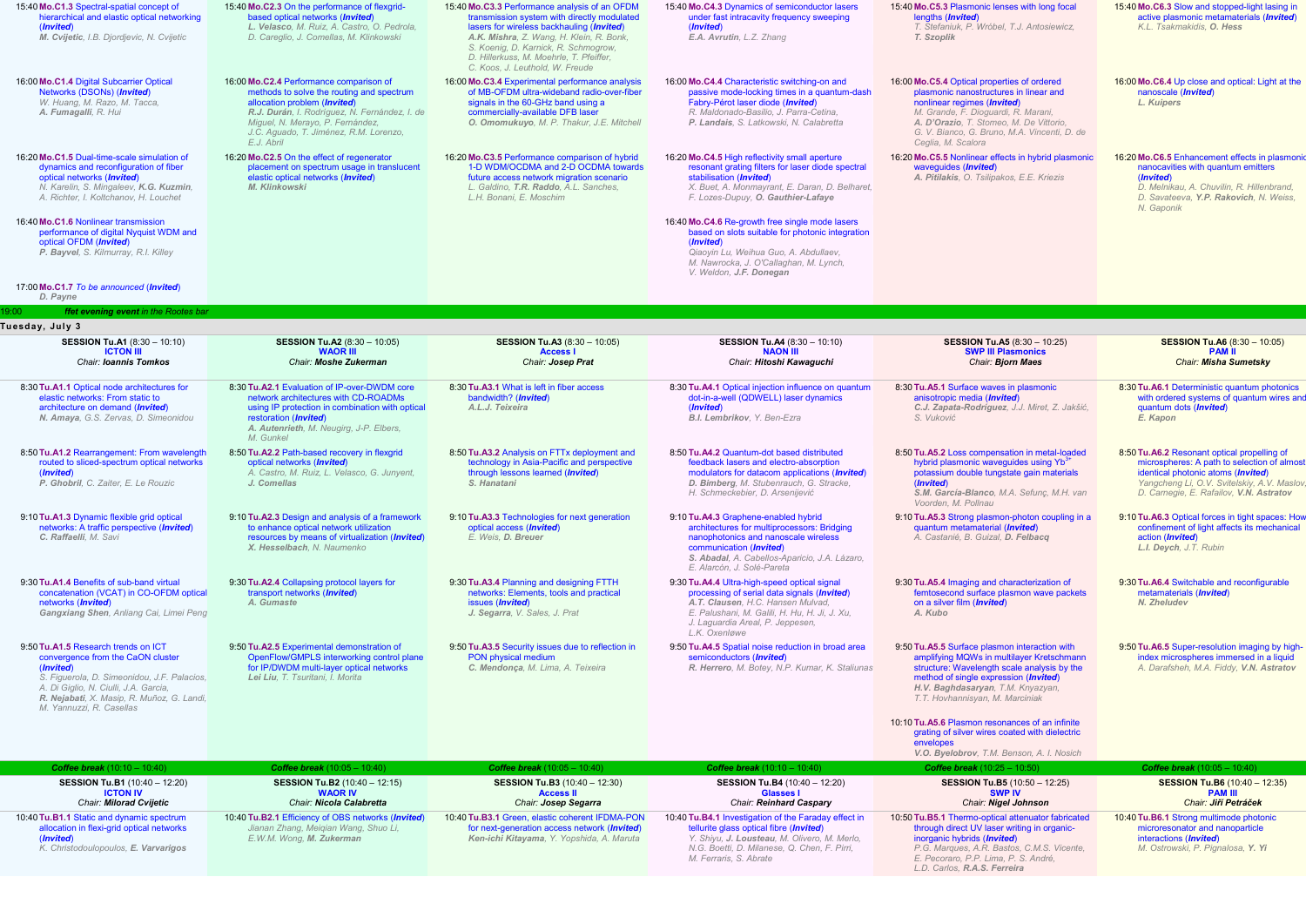15:40 **Mo.C1.3** Spectral-spatial concept of hierarchical and elastic optical networking (*Invited*)
***M. Cvijetic***, *I.B. Djordjevic, N. Cvijetic*

16:00 **Mo.C1.4** Digital Subcarrier Optical Networks (DSONs) (*Invited*)
*W. Huang, M. Razo, M. Tacca,* ***A. Fumagalli***, *R. Hui*

16:20 **Mo.C1.5** Dual-time-scale simulation of dynamics and reconfiguration of fiber optical networks (*Invited*)
*N. Karelin, S. Mingaleev,* ***K.G. Kuzmin***, *A. Richter, I. Koltchanov, H. Louchet*

16:40 **Mo.C1.6** Nonlinear transmission performance of digital Nyquist WDM and optical OFDM (*Invited*)
***P. Bayvel***, *S. Kilmurray, R.I. Killey*

17:00 **Mo.C1.7** *To be announced* (*Invited*)
*D. Payne*

15:40 **Mo.C2.3** On the performance of flexgrid-based optical networks (*Invited*)
***L. Velasco***, *M. Ruiz, A. Castro, O. Pedrola, D. Careglio, J. Comellas, M. Klinkowski*

16:00 **Mo.C2.4** Performance comparison of methods to solve the routing and spectrum allocation problem (*Invited*)
***R.J. Durán***, *I. Rodríguez, N. Fernández, I. de Miguel, N. Merayo, P. Fernández, J.C. Aguado, T. Jiménez, R.M. Lorenzo, E.J. Abril*

16:20 **Mo.C2.5** On the effect of regenerator placement on spectrum usage in translucent elastic optical networks (*Invited*)
***M. Klinkowski***

15:40 **Mo.C3.3** Performance analysis of an OFDM transmission system with directly modulated lasers for wireless backhauling (*Invited*)
***A.K. Mishra***, *Z. Wang, H. Klein, R. Bonk, S. Koenig, D. Karnick, R. Schmogrow, D. Hillerkuss, M. Moehrle, T. Pfeiffer, C. Koos, J. Leuthold, W. Freude*

16:00 **Mo.C3.4** Experimental performance analysis of MB-OFDM ultra-wideband radio-over-fiber signals in the 60-GHz band using a commercially-available DFB laser
***O. Omomukuyo***, *M. P. Thakur, J.E. Mitchell*

16:20 **Mo.C3.5** Performance comparison of hybrid 1-D WDM/OCDMA and 2-D OCDMA towards future access network migration scenario
*L. Galdino,* ***T.R. Raddo***, *A.L. Sanches, L.H. Bonani, E. Moschim*

15:40 **Mo.C4.3** Dynamics of semiconductor lasers under fast intracavity frequency sweeping (*Invited*)
***E.A. Avrutin***, *L.Z. Zhang*

16:00 **Mo.C4.4** Characteristic switching-on and passive mode-locking times in a quantum-dash Fabry-Pérot laser diode (*Invited*)
*R. Maldonado-Basilio, J. Parra-Cetina,* ***P. Landais***, *S. Latkowski, N. Calabretta*

16:20 **Mo.C4.5** High reflectivity small aperture resonant grating filters for laser diode spectral stabilisation (*Invited*)
*X. Buet, A. Monmayrant, E. Daran, D. Belharet, F. Lozes-Dupuy,* ***O. Gauthier-Lafaye***

16:40 **Mo.C4.6** Re-growth free single mode lasers based on slots suitable for photonic integration (*Invited*)
*Qiaoyin Lu, Weihua Guo, A. Abdullaev, M. Nawrocka, J. O'Callaghan, M. Lynch, V. Weldon,* ***J.F. Donegan***

15:40 **Mo.C5.3** Plasmonic lenses with long focal lengths (*Invited*)
*T. Stefaniuk, P. Wróbel, T.J. Antosiewicz,* ***T. Szoplik***

16:00 **Mo.C5.4** Optical properties of ordered plasmonic nanostructures in linear and nonlinear regimes (*Invited*)
*M. Grande, F. Dioguardi, R. Marani,* ***A. D'Orazio***, *T. Stomeo, M. De Vittorio, G. V. Bianco, G. Bruno, M.A. Vincenti, D. de Ceglia, M. Scalora*

16:20 **Mo.C5.5** Nonlinear effects in hybrid plasmonic waveguides (*Invited*)
***A. Pitilakis***, *O. Tsilipakos, E.E. Kriezis*

15:40 **Mo.C6.3** Slow and stopped-light lasing in active plasmonic metamaterials (*Invited*)
*K.L. Tsakmakidis,* ***O. Hess***

16:00 **Mo.C6.4** Up close and optical: Light at the nanoscale (*Invited*)
***L. Kuipers***

16:20 **Mo.C6.5** Enhancement effects in plasmonic nanocavities with quantum emitters (*Invited*)
*D. Melnikau, A. Chuvilin, R. Hillenbrand, D. Savateeva,* ***Y.P. Rakovich***, *N. Weiss, N. Gaponik*

19:00 ffet evening event in the Rootes bar

## Tuesday, July 3

### SESSION Tu.A1 (8:30 – 10:10) ICTON III
*Chair: **Ioannis Tomkos***

8:30 **Tu.A1.1** Optical node architectures for elastic networks: From static to architecture on demand (*Invited*)
***N. Amaya***, *G.S. Zervas, D. Simeonidou*

8:50 **Tu.A1.2** Rearrangement: From wavelength routed to sliced-spectrum optical networks (*Invited*)
***P. Ghobril***, *C. Zaiter, E. Le Rouzic*

9:10 **Tu.A1.3** Dynamic flexible grid optical networks: A traffic perspective (*Invited*)
***C. Raffaelli***, *M. Savi*

9:30 **Tu.A1.4** Benefits of sub-band virtual concatenation (VCAT) in CO-OFDM optical networks (*Invited*)
***Gangxiang Shen***, *Anliang Cai, Limei Peng*

9:50 **Tu.A1.5** Research trends on ICT convergence from the CaON cluster (*Invited*)
*S. Figuerola, D. Simeonidou, J.F. Palacios, A. Di Giglio, N. Ciulli, J.A. Garcia,* ***R. Nejabati***, *X. Masip, R. Muñoz, G. Landi, M. Yannuzzi, R. Casellas*

### SESSION Tu.A2 (8:30 – 10:05) WAOR III
*Chair: **Moshe Zukerman***

8:30 **Tu.A2.1** Evaluation of IP-over-DWDM core network architectures with CD-ROADMs using IP protection in combination with optical restoration (*Invited*)
***A. Autenrieth***, *M. Neugirg, J-P. Elbers, M. Gunkel*

8:50 **Tu.A2.2** Path-based recovery in flexgrid optical networks (*Invited*)
*A. Castro, M. Ruiz, L. Velasco, G. Junyent,* ***J. Comellas***

9:10 **Tu.A2.3** Design and analysis of a framework to enhance optical network utilization resources by means of virtualization (*Invited*)
***X. Hesselbach***, *N. Naumenko*

9:30 **Tu.A2.4** Collapsing protocol layers for transport networks (*Invited*)
***A. Gumaste***

9:50 **Tu.A2.5** Experimental demonstration of OpenFlow/GMPLS interworking control plane for IP/DWDM multi-layer optical networks
***Lei Liu***, *T. Tsuritani, I. Morita*

### SESSION Tu.A3 (8:30 – 10:05) Access I
*Chair: **Josep Prat***

8:30 **Tu.A3.1** What is left in fiber access bandwidth? (*Invited*)
***A.L.J. Teixeira***

8:50 **Tu.A3.2** Analysis on FTTx deployment and technology in Asia-Pacific and perspective through lessons learned (*Invited*)
***S. Hanatani***

9:10 **Tu.A3.3** Technologies for next generation optical access (*Invited*)
*E. Weis,* ***D. Breuer***

9:30 **Tu.A3.4** Planning and designing FTTH networks: Elements, tools and practical issues (*Invited*)
***J. Segarra***, *V. Sales, J. Prat*

9:50 **Tu.A3.5** Security issues due to reflection in PON physical medium
***C. Mendonça***, *M. Lima, A. Teixeira*

### SESSION Tu.A4 (8:30 – 10:10) NAON III
*Chair: **Hitoshi Kawaguchi***

8:30 **Tu.A4.1** Optical injection influence on quantum dot-in-a-well (QDWELL) laser dynamics (*Invited*)
***B.I. Lembrikov***, *Y. Ben-Ezra*

8:50 **Tu.A4.2** Quantum-dot based distributed feedback lasers and electro-absorption modulators for datacom applications (*Invited*)
***D. Bimberg***, *M. Stubenrauch, G. Stracke, H. Schmeckebier, D. Arsenijević*

9:10 **Tu.A4.3** Graphene-enabled hybrid architectures for multiprocessors: Bridging nanophotonics and nanoscale wireless communication (*Invited*)
***S. Abadal***, *A. Cabellos-Aparicio, J.A. Lázaro, E. Alarcón, J. Solé-Pareta*

9:30 **Tu.A4.4** Ultra-high-speed optical signal processing of serial data signals (*Invited*)
***A.T. Clausen***, *H.C. Hansen Mulvad, E. Palushani, M. Galili, H. Hu, H. Ji, J. Xu, J. Laguardia Areal, P. Jeppesen, L.K. Oxenløwe*

9:50 **Tu.A4.5** Spatial noise reduction in broad area semiconductors (*Invited*)
***R. Herrero***, *M. Botey, N.P. Kumar, K. Staliunas*

### SESSION Tu.A5 (8:30 – 10:25) SWP III Plasmonics
*Chair: **Bjorn Maes***

8:30 **Tu.A5.1** Surface waves in plasmonic anisotropic media (*Invited*)
***C.J. Zapata-Rodríguez***, *J.J. Miret, Z. Jakšić, S. Vuković*

8:50 **Tu.A5.2** Loss compensation in metal-loaded hybrid plasmonic waveguides using $Yb^{3+}$ potassium double tungstate gain materials (*Invited*)
***S.M. García-Blanco***, *M.A. Sefunç, M.H. van Voorden, M. Pollnau*

9:10 **Tu.A5.3** Strong plasmon-photon coupling in a quantum metamaterial (*Invited*)
*A. Castanié, B. Guizal,* ***D. Felbacq***

9:30 **Tu.A5.4** Imaging and characterization of femtosecond surface plasmon wave packets on a silver film (*Invited*)
***A. Kubo***

9:50 **Tu.A5.5** Surface plasmon interaction with amplifying MQWs in multilayer Kretschmann structure: Wavelength scale analysis by the method of single expression (*Invited*)
***H.V. Baghdasaryan***, *T.M. Knyazyan, T.T. Hovhannisyan, M. Marciniak*

10:10 **Tu.A5.6** Plasmon resonances of an infinite grating of silver wires coated with dielectric envelopes
***V.O. Byelobrov***, *T.M. Benson, A. I. Nosich*

### SESSION Tu.A6 (8:30 – 10:05) PAM II
*Chair: **Misha Sumetsky***

8:30 **Tu.A6.1** Deterministic quantum photonics with ordered systems of quantum wires and quantum dots (*Invited*)
***E. Kapon***

8:50 **Tu.A6.2** Resonant optical propelling of microspheres: A path to selection of almost identical photonic atoms (*Invited*)
*Yangcheng Li, O.V. Svitelskiy, A.V. Maslov, D. Carnegie, E. Rafailov,* ***V.N. Astratov***

9:10 **Tu.A6.3** Optical forces in tight spaces: How confinement of light affects its mechanical action (*Invited*)
***L.I. Deych***, *J.T. Rubin*

9:30 **Tu.A6.4** Switchable and reconfigurable metamaterials (*Invited*)
***N. Zheludev***

9:50 **Tu.A6.5** Super-resolution imaging by high-index microspheres immersed in a liquid
*A. Darafsheh, M.A. Fiddy,* ***V.N. Astratov***

**Coffee break** (10:10 – 10:40) — Tu.A1, Tu.A4
**Coffee break** (10:05 – 10:40) — Tu.A2, Tu.A3, Tu.A6
**Coffee break** (10:25 – 10:50) — Tu.A5

### SESSION Tu.B1 (10:40 – 12:20) ICTON IV
*Chair: **Milorad Cvijetic***

10:40 **Tu.B1.1** Static and dynamic spectrum allocation in flexi-grid optical networks (*Invited*)
*K. Christodoulopoulos,* ***E. Varvarigos***

### SESSION Tu.B2 (10:40 – 12:15) WAOR IV
*Chair: **Nicola Calabretta***

10:40 **Tu.B2.1** Efficiency of OBS networks (*Invited*)
*Jianan Zhang, Meiqian Wang, Shuo Li, E.W.M. Wong,* ***M. Zukerman***

### SESSION Tu.B3 (10:40 – 12:30) Access II
*Chair: **Josep Segarra***

10:40 **Tu.B3.1** Green, elastic coherent IFDMA-PON for next-generation access network (*Invited*)
***Ken-ichi Kitayama***, *Y. Yopshida, A. Maruta*

### SESSION Tu.B4 (10:40 – 12:20) Glasses I
*Chair: **Reinhard Caspary***

10:40 **Tu.B4.1** Investigation of the Faraday effect in tellurite glass optical fibre (*Invited*)
*Y. Shiyu,* ***J. Lousteau***, *M. Olivero, M. Merlo, N.G. Boetti, D. Milanese, Q. Chen, F. Pirri, M. Ferraris, S. Abrate*

### SESSION Tu.B5 (10:50 – 12:25) SWP IV
*Chair: **Nigel Johnson***

10:50 **Tu.B5.1** Thermo-optical attenuator fabricated through direct UV laser writing in organic-inorganic hybrids (*Invited*)
*P.G. Marques, A.R. Bastos, C.M.S. Vicente, E. Pecoraro, P.P. Lima, P. S. André, L.D. Carlos,* ***R.A.S. Ferreira***

### SESSION Tu.B6 (10:40 – 12:35) PAM III
*Chair: **Jiří Petráček***

10:40 **Tu.B6.1** Strong multimode photonic microresonator and nanoparticle interactions (*Invited*)
*M. Ostrowski, P. Pignalosa,* ***Y. Yi***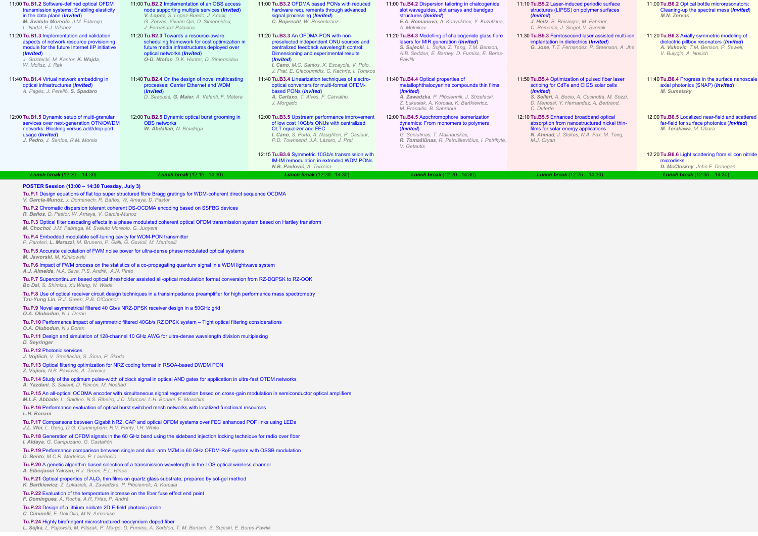**11:00 Tu.B1.2** Software-defined optical OFDM transmission systems: Enabling elasticity in the data plane (***Invited***)
***M. Svaluto Moreolo***, *J.M. Fàbrega, L. Nadal, F.J. Vílchez*

**11:20 Tu.B1.3** Implementation and validation aspects of network resource provisioning module for the future Internet IIP initiative (***Invited***)
*J. Gozdecki, M. Kantor,* ***K. Wajda****, W. Molisz, J. Rak*

**11:40 Tu.B1.4** Virtual network embedding in optical infrastructures (***Invited***)
*A. Pagès, J. Perelló,* ***S. Spadaro***

**12:00 Tu.B1.5** Dynamic setup of multi-granular services over next-generation OTN/DWDM networks: Blocking versus add/drop port usage (***Invited***)
***J. Pedro****, J. Santos, R.M. Morais*

***Lunch break*** (12:20 – 14:30)

**11:00 Tu.B2.2** Implementation of an OBS access node supporting multiple services (***Invited***)
***V. Lopez****, S. Lopez-Buedo, J. Aracil, G. Zervas, Yixuan Qin, D. Simeonidou, J. Fernandez-Palacios*

**11:20 Tu.B2.3** Towards a resource-aware scheduling framework for cost optimization in future media infrastructures deployed over optical networks (***Invited***)
***O-D. Ntofon****, D.K. Hunter, D. Simeonidou*

**11:40 Tu.B2.4** On the design of novel multicasting processes: Carrier Ethernet and WDM (***Invited***)
*D. Siracusa,* ***G. Maier****, A. Valenti, F. Matera*

**12:00 Tu.B2.5** Dynamic optical burst grooming in OBS networks
***W. Abdallah****, N. Boudriga*

***Lunch break*** (12:15 –14:30)

**11:00 Tu.B3.2** OFDMA based PONs with reduced hardware requirements through advanced signal processing (***Invited***)
***C. Ruprecht****, W. Rosenkranz*

**11:20 Tu.B3.3** An OFDMA-PON with non-preselected independent ONU sources and centralized feedback wavelength control: Dimensioning and experimental results (***Invited***)
***I. Cano****, M.C. Santos, X. Escayola, V. Polo, J. Prat, E. Giacoumidis, C. Kachris, I. Tomkos*

**11:40 Tu.B3.4** Linearization techniques of electro-optical converters for multi-format OFDM-based PONs (***Invited***)
***A. Cartaxo****, T. Alves, F. Carvalho, J. Morgado*

**12:00 Tu.B3.5** Upstream performance improvement of low cost 10Gb/s ONUs with centralized OLT equalizer and FEC
***I. Cano****, S. Porto, A. Naughton, P. Ossieur, P.D. Townsend, J.A. Lázaro, J. Prat*

**12:15 Tu.B3.6** Symmetric 10Gb/s transmission with IM-IM remodulation in extended WDM PONs
***N.B. Pavlović****, A. Teixeira*

***Lunch break*** (12:30 –14:30)

**11:00 Tu.B4.2** Dispersion tailoring in chalcogenide slot waveguides, slot arrays and bandgap structures (***Invited***)
***E.A. Romanova****, A. Konyukhov, Y. Kuzutkina, A. Melnikov*

**11:20 Tu.B4.3** Modelling of chalcogenide glass fibre lasers for MIR generation (***Invited***)
***S. Sujecki****, L. Sojka, Z. Tang, T.M. Benson, A.B. Seddon, E. Barney, D. Furniss, E. Beres-Pawlik*

**11:40 Tu.B4.4** Optical properties of metallophthalocyanine compounds thin films (***Invited***)
***A. Zawadzka****, P. Płóciennik, J. Strzelecki, Z. Łukasiak, A. Korcala, K. Bartkiewicz, M. Pranaitis, B. Sahraoui*

**12:00 Tu.B4.5** Azochromophore isomerization dynamics: From monomers to polymers (***Invited***)
*G. Seniutinas, T. Malinauskas,* ***R. Tomašiūnas****, R. Petruškevičius, I. Petrikytė, V. Getautis*

***Lunch break*** (12:20 –14:30)

**11:10 Tu.B5.2** Laser-induced periodic surface structures (LIPSS) on polymer surfaces (***Invited***)
***J. Heitz****, B. Reisinger, M. Fahrner, C. Romanin, J. Siegel, V. Svorcik*

**11:30 Tu.B5.3** Femtosecond laser assisted multi-ion implantation in dielectrics (***Invited***)
***G. Jose****, T.T. Fernandez, P. Steenson, A. Jha*

**11:50 Tu.B5.4** Optimization of pulsed fiber laser scribing for CdTe and CIGS solar cells (***Invited***)
***S. Selleri****, A. Bosio, A. Cucinotta, M. Sozzi, D. Menossi, Y. Hernandez, A. Bertrand, C. Duterte*

**12:10 Tu.B5.5** Enhanced broadband optical absorption from nanostructured nickel thin-films for solar energy applications
***N. Ahmad****, J. Stokes, N.A. Fox, M. Teng, M.J. Cryan*

***Lunch break*** (12:25 – 14:30)

**11:00 Tu.B6.2** Optical bottle microresonators: Cleaning-up the spectral mess (***Invited***)
***M.N. Zervas***

**11:20 Tu.B6.3** Axially symmetric modeling of dielectric pillbox resonators (***Invited***)
***A. Vukovic****, T.M. Benson, P. Sewell, V. Bulygin, A. Nosich*

**11:40 Tu.B6.4** Progress in the surface nanoscale axial photonics (SNAP) (***Invited***)
***M. Sumetsky***

**12:00 Tu.B6.5** Localized near-field and scattered far-field for surface photonics (***Invited***)
***M. Terakawa****, M. Obara*

**12:20 Tu.B6.6** Light scattering from silicon nitride microdisks
***D. McCloskey****, John F. Donegan*

***Lunch break*** (12:35 – 14:30)

**POSTER Session (13:00 – 14:30 Tuesday, July 3)**

**Tu.P.1** Design equations of flat top super structured fibre Bragg gratings for WDM-coherent direct sequence OCDMA
***V. García-Munoz****, J. Domenech, R. Baños, W. Amaya, D. Pastor*

**Tu.P.2** Chromatic dispersion tolerant coherent DS-OCDMA encoding based on SSFBG devices
***R. Baños****, D. Pastor, W. Amaya, V. García-Munoz*

**Tu.P.3** Optical filter cascading effects in a phase modulated coherent optical OFDM transmission system based on Hartley transform
***M. Chochol****, J.M. Fabrega, M. Svaluto Moreolo, G. Junyent*

**Tu.P.4** Embedded modulable self-tuning cavity for WDM-PON transmitter
*P. Parolari,* ***L. Marazzi****, M. Brunero, P. Galli, G. Gavioli, M. Martinelli*

**Tu.P.5** Accurate calculation of FWM noise power for ultra-dense phase modulated optical systems
***M. Jaworski****, M. Klinkowski*

**Tu.P.6** Impact of FWM process on the statistics of a co-propagating quantum signal in a WDM lightwave system
***A.J. Almeida****, N.A. Silva, P.S. André, A.N. Pinto*

**Tu.P.7** Supercontinuum based optical thresholder assisted all-optical modulation format conversion from RZ-DQPSK to RZ-OOK
***Bo Dai****, S. Shimizu, Xu Wang, N. Wada*

**Tu.P.8** Use of optical receiver circuit design techniques in a transimpedance preamplifier for high performance mass spectrometry
***Tzu-Yung Lin****, R.J. Green, P.B. O'Connor*

**Tu.P.9** Novel asymmetrical filtered 40 Gb/s NRZ-DPSK receiver design in a 50GHz grid
***O.A. Olubodun****, N.J. Doran*

**Tu.P.10** Performance impact of asymmetric filtered 40Gb/s RZ DPSK system – Tight optical filtering considerations
***O.A. Olubodun****, N.J Doran*

**Tu.P.11** Design and simulation of 128-channel 10 GHz AWG for ultra-dense wavelength division multiplexing
***D. Seyringer***

**Tu.P.12** Photonic services
***J. Vojtěch****, V. Smotlacha, S. Šíma, P. Škoda*

**Tu.P.13** Optical filtering optimization for NRZ coding format in RSOA-based DWDM PON
***Z. Vujicic****, N.B. Pavlović, A. Teixeira*

**Tu.P.14** Study of the optimum pulse-width of clock signal in optical AND gates for application in ultra-fast OTDM networks
***A. Yazdani****, S. Sallent, C. Rincón, M. Noshad*

**Tu.P.15** An all-optical OCDMA encoder with simultaneous signal regeneration based on cross-gain modulation in semiconductor optical amplifiers
***M.L.F. Abbade****, L. Galdino, N.S. Ribeiro, J.D. Marconi, L.H. Bonani, E. Moschim*

**Tu.P.16** Performance evaluation of optical burst switched mesh networks with localized functional resources
***L.H. Bonani***

**Tu.P.17** Comparisons between Gigabit NRZ, CAP and optical OFDM systems over FEC enhanced POF links using LEDs
***J.L. Wei****, L. Geng, D.G. Cunningham, R.V. Penty, I.H. White*

**Tu.P.18** Generation of OFDM signals in the 60 GHz band using the sideband injection locking technique for radio over fiber
***I. Aldaya****, G. Campuzano, G. Castañón*

**Tu.P.19** Performance comparison between single and dual-arm MZM in 60 GHz OFDM-RoF system with OSSB modulation
***D. Bento****, M.C.R. Medeiros, P. Laurêncio*

**Tu.P.20** A genetic algorithm-based selection of a transmission wavelength in the LOS optical wireless channel
***A. Elberjaoui Yakzan****, R.J. Green, E.L. Hines*

**Tu.P.21** Optical properties of $Al_2O_3$ thin films on quartz glass substrate, prepared by sol-gel method
***K. Bartkiewicz****, Z. Łukasiak, A. Zawadzka, P. Płóciennik, A. Korcala*

**Tu.P.22** Evaluation of the temperature increase on the fiber fuse effect end point
***F. Domingues****, A. Rocha, A.R. Frias, P. André*

**Tu.P.23** Design of a lithium niobate 2D E-field photonic probe
***C. Ciminelli****, F. Dell'Olio, M.N. Armenise*

**Tu.P.24** Highly birefringent microstructured neodymium doped fiber
***L. Sojka****, L. Pajewski, M. Pilszak, P. Mergo, D. Furniss, A. Seddon, T. M. Benson, S. Sujecki, E. Beres-Pawlik*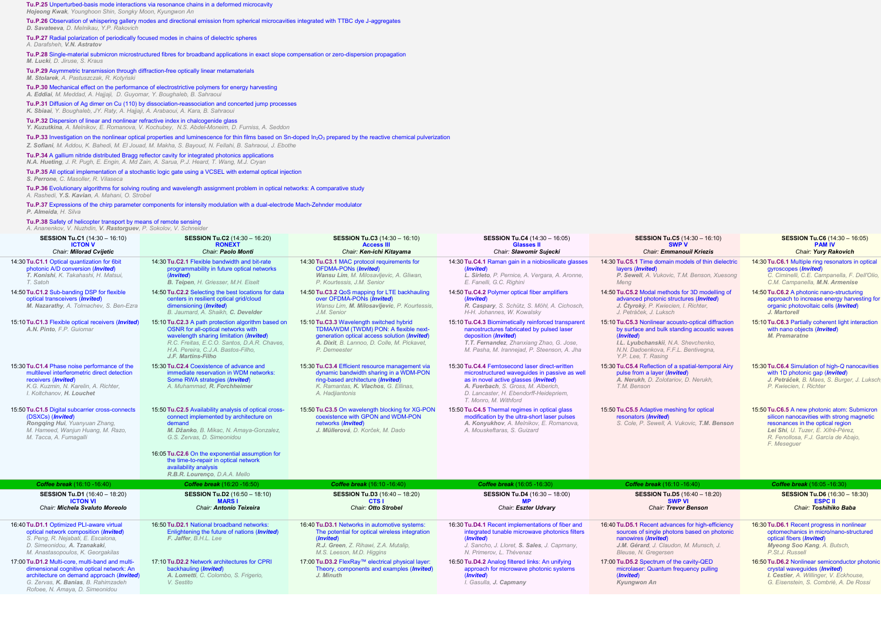**Tu.P.25** Unperturbed-basis mode interactions via resonance chains in a deformed microcavity
***Hojeong Kwak***, Younghoon Shin, Songky Moon, Kyungwon An

**Tu.P.26** Observation of whispering gallery modes and directional emission from spherical microcavities integrated with TTBC dye J-aggregates
***D. Savateeva***, D. Melnikau, Y.P. Rakovich

**Tu.P.27** Radial polarization of periodically focused modes in chains of dielectric spheres
A. Darafsheh, ***V.N. Astratov***

**Tu.P.28** Single-material submicron microstructured fibres for broadband applications in exact slope compensation or zero-dispersion propagation
***M. Lucki***, D. Jiruse, S. Kraus

**Tu.P.29** Asymmetric transmission through diffraction-free optically linear metamaterials
***M. Stolarek***, A. Pastuszczak, R. Kotyński

**Tu.P.30** Mechanical effect on the performance of electrostrictive polymers for energy harvesting
***A. Eddiai***, M. Meddad, A. Hajjaji, D. Guyomar, Y. Boughaleb, B. Sahraoui

**Tu.P.31** Diffusion of Ag dimer on Cu (110) by dissociation-reassociation and concerted jump processes
***K. Sbiaai***, Y. Boughaleb, JY. Raty, A. Hajjaji, A. Arabaoui, A. Kara, B. Sahraoui

**Tu.P.32** Dispersion of linear and nonlinear refractive index in chalcogenide glass
***Y. Kuzutkina***, A. Melnikov, E. Romanova, V. Kochubey, N.S. Abdel-Moneim, D. Furniss, A. Seddon

**Tu.P.33** Investigation on the nonlinear optical properties and luminescence for thin films based on Sn-doped $In_2O_3$ prepared by the reactive chemical pulverization
***Z. Sofiani***, M. Addou, K. Bahedi, M. El Jouad, M. Makha, S. Bayoud, N. Fellahi, B. Sahraoui, J. Ebothe

**Tu.P.34** A gallium nitride distributed Bragg reflector cavity for integrated photonics applications
***N.A. Hueting***, J. R. Pugh, E. Engin, A. Md Zain, A. Sarua, P.J. Heard, T. Wang, M.J. Cryan

**Tu.P.35** All optical implementation of a stochastic logic gate using a VCSEL with external optical injection
***S. Perrone***, C. Masoller, R. Vilaseca

**Tu.P.36** Evolutionary algorithms for solving routing and wavelength assignment problem in optical networks: A comparative study
A. Rashedi, ***Y.S. Kavian***, A. Mahani, O. Strobel

**Tu.P.37** Expressions of the chirp parameter components for intensity modulation with a dual-electrode Mach-Zehnder modulator
***P. Almeida***, H. Silva

**Tu.P.38** Safety of helicopter transport by means of remote sensing
A. Ananenkov, V. Nuzhdin, ***V. Rastorguev***, P. Sokolov, V. Schneider

## SESSION Tu.C1 (14:30 – 16:10) ICTON V
*Chair: **Milorad Cvijetic***

- 14:30 **Tu.C1.1** Optical quantization for 6bit photonic A/D conversion (***Invited***) — ***T. Konishi***, K. Takahashi, H. Matsui, T. Satoh
- 14:50 **Tu.C1.2** Sub-banding DSP for flexible optical transceivers (***Invited***) — ***M. Nazarathy***, A. Tolmachev, S. Ben-Ezra
- 15:10 **Tu.C1.3** Flexible optical receivers (***Invited***) — ***A.N. Pinto***, F.P. Guiomar
- 15:30 **Tu.C1.4** Phase noise performance of the multilevel interferometric direct detection receivers (***Invited***) — K.G. Kuzmin, N. Karelin, A. Richter, I. Koltchanov, ***H. Louchet***
- 15:50 **Tu.C1.5** Digital subcarrier cross-connects (DSXCs) (***Invited***) — ***Rongqing Hui***, Yuanyuan Zhang, M. Hameed, Wanjun Huang, M. Razo, M. Tacca, A. Fumagalli

## SESSION Tu.C2 (14:30 – 16:20) RONEXT
*Chair: **Paolo Monti***

- 14:30 **Tu.C2.1** Flexible bandwidth and bit-rate programmability in future optical networks (***Invited***) — ***B. Teipen***, H. Griesser, M.H. Eiselt
- 14:50 **Tu.C2.2** Selecting the best locations for data centers in resilient optical grid/cloud dimensioning (***Invited***) — B. Jaumard, A. Shaikh, ***C. Develder***
- 15:10 **Tu.C2.3** A path protection algorithm based on OSNR for all-optical networks with wavelength sharing limitation (***Invited***) — R.C. Freitas, E.C.O. Santos, D.A.R. Chaves, H.A. Pereira, C.J.A. Bastos-Filho, ***J.F. Martins-Filho***
- 15:30 **Tu.C2.4** Coexistence of advance and immediate reservation in WDM networks: Some RWA strategies (***Invited***) — A. Muhammad, ***R. Forchheimer***
- 15:50 **Tu.C2.5** Availability analysis of optical cross-connect implemented by architecture on demand — ***M. Džanko***, B. Mikac, N. Amaya-Gonzalez, G.S. Zervas, D. Simeonidou
- 16:05 **Tu.C2.6** On the exponential assumption for the time-to-repair in optical network availability analysis — ***R.B.R. Lourenço***, D.A.A. Mello

## SESSION Tu.C3 (14:30 – 16:10) Access III
*Chair: **Ken-ichi Kitayama***

- 14:30 **Tu.C3.1** MAC protocol requirements for OFDMA-PONs (***Invited***) — ***Wansu Lim***, M. Milosavljevic, A. Gliwan, P. Kourtessis, J.M. Senior
- 14:50 **Tu.C3.2** QoS mapping for LTE backhauling over OFDMA-PONs (***Invited***) — Wansu Lim, ***M. Milosavljevic***, P. Kourtessis, J.M. Senior
- 15:10 **Tu.C3.3** Wavelength switched hybrid TDMA/WDM (TWDM) PON: A flexible next-generation optical access solution (***Invited***) — ***A. Dixit***, B. Lannoo, D. Colle, M. Pickavet, P. Demeester
- 15:30 **Tu.C3.4** Efficient resource management via dynamic bandwidth sharing in a WDM-PON ring-based architecture (***Invited***) — K. Ramantas, ***K. Vlachos***, G. Ellinas, A. Hadjiantonis
- 15:50 **Tu.C3.5** On wavelength blocking for XG-PON coexistence with GPON and WDM-PON networks (***Invited***) — ***J. Müllerová***, D. Korček, M. Dado

## SESSION Tu.C4 (14:30 – 16:05) Glasses II
*Chair: **Sławomir Sujecki***

- 14:30 **Tu.C4.1** Raman gain in a niobiosilicate glasses (***Invited***) — ***L. Sirleto***, P. Pernice, A. Vergara, A. Aronne, E. Fanelli, G.C. Righini
- 14:50 **Tu.C4.2** Polymer optical fiber amplifiers (***Invited***) — ***R. Caspary***, S. Schütz, S. Möhl, A. Cichosch, H-H. Johannes, W. Kowalsky
- 15:10 **Tu.C4.3** Biomimetically reinforced transparent nanostructures fabricated by pulsed laser deposition (***Invited***) — ***T.T. Fernandez***, Zhanxiang Zhao, G. Jose, M. Pasha, M. Irannejad, P. Steenson, A. Jha
- 15:30 **Tu.C4.4** Femtosecond laser direct-written microstructured waveguides in passive as well as in novel active glasses (***Invited***) — ***A. Fuerbach***, S. Gross, M. Alberich, D. Lancaster, H. Ebendorff-Heidepriem, T. Monro, M. Withford
- 15:50 **Tu.C4.5** Thermal regimes in optical glass modification by the ultra-short laser pulses — ***A. Konyukhov***, A. Melnikov, E. Romanova, A. Mouskeftaras, S. Guizard

## SESSION Tu.C5 (14:30 – 16:10) SWP V
*Chair: **Emmanouil Kriezis***

- 14:30 **Tu.C5.1** Time domain models of thin dielectric layers (***Invited***) — ***P. Sewell***, A. Vukovic, T.M. Benson, Xuesong Meng
- 14:50 **Tu.C5.2** Modal methods for 3D modelling of advanced photonic structures (***Invited***) — ***J. Čtyroký***, P. Kwiecien, I. Richter, J. Petráček, J. Luksch
- 15:10 **Tu.C5.3** Nonlinear acousto-optical diffraction by surface and bulk standing acoustic waves (***Invited***) — ***I.L. Lyubchanskii***, N.A. Shevchenko, N.N. Dadoenkova, F.F.L. Bentivegna, Y.P. Lee, T. Rasing
- 15:30 **Tu.C5.4** Reflection of a spatial-temporal Airy pulse from a layer (***Invited***) — ***A. Nerukh***, D. Zolotariov, D. Nerukh, T.M. Benson
- 15:50 **Tu.C5.5** Adaptive meshing for optical resonators (***Invited***) — S. Cole, P. Sewell, A. Vukovic, ***T.M. Benson***

## SESSION Tu.C6 (14:30 – 16:05) PAM IV
*Chair: **Yury Rakovich***

- 14:30 **Tu.C6.1** Multiple ring resonators in optical gyroscopes (***Invited***) — C. Ciminelli, C.E. Campanella, F. Dell'Olio, C.M. Campanella, ***M.N. Armenise***
- 14:50 **Tu.C6.2** A photonic nano-structuring approach to increase energy harvesting for organic photovoltaic cells (***Invited***) — ***J. Martorell***
- 15:10 **Tu.C6.3** Partially coherent light interaction with nano objects (***Invited***) — ***M. Premaratne***
- 15:30 **Tu.C6.4** Simulation of high-Q nanocavities with 1D photonic gap (***Invited***) — ***J. Petráček***, B. Maes, S. Burger, J. Luksch, P. Kwiecien, I. Richter
- 15:50 **Tu.C6.5** A new photonic atom: Submicron silicon nanocavities with strong magnetic resonances in the optical region — ***Lei Shi***, U. Tuzer, E. Xifré-Pérez, R. Fenollosa, F.J. García de Abajo, F. Meseguer

*Coffee break* (16:10 -16:40) — Tu.C1, Tu.C3, Tu.C5 | (16:20 -16:50) — Tu.C2 | (16:05 -16:30) — Tu.C4, Tu.C6

## SESSION Tu.D1 (16:40 – 18:20) ICTON VI
*Chair: **Michela Svaluto Moreolo***

- 16:40 **Tu.D1.1** Optimized PLI-aware virtual optical network composition (***Invited***) — S. Peng, R. Nejabati, E. Escalona, D. Simeonidou, ***A. Tzanakaki***, M. Anastasopoulos, K. Georgakilas
- 17:00 **Tu.D1.2** Multi-core, multi-band and multi-dimensional cognitive optical network: An architecture on demand approach (***Invited***) — G. Zervas, ***K. Banias***, B. Rahimzadeh Rofoee, N. Amaya, D. Simeonidou

## SESSION Tu.D2 (16:50 – 18:10) MARS I
*Chair: **Antonio Teixeira***

- 16:50 **Tu.D2.1** National broadband networks: Enlightening the future of nations (***Invited***) — ***F. Jaffer***, B.H.L. Lee
- 17:10 **Tu.D2.2** Network architectures for CPRI backhauling (***Invited***) — ***A. Lometti***, C. Colombo, S. Frigerio, V. Sestito

## SESSION Tu.D3 (16:40 – 18:20) CTS I
*Chair: **Otto Strobel***

- 16:40 **Tu.D3.1** Networks in automotive systems: The potential for optical wireless integration (***Invited***) — ***R.J. Green***, Z. Rihawi, Z.A. Mutalip, M.S. Leeson, M.D. Higgins
- 17:00 **Tu.D3.2** FlexRay™ electrical physical layer: Theory, components and examples (***Invited***) — ***J. Minuth***

## SESSION Tu.D4 (16:30 – 18:00) MP
*Chair: **Eszter Udvary***

- 16:30 **Tu.D4.1** Recent implementations of fiber and integrated tunable microwave photonics filters (***Invited***) — J. Sancho, J. Lloret, ***S. Sales***, J. Capmany, N. Primerov, L. Thévenaz
- 16:50 **Tu.D4.2** Analog filtered links: An unifying approach for microwave photonic systems (***Invited***) — I. Gasulla, ***J. Capmany***

## SESSION Tu.D5 (16:40 – 18:20) SWP VI
*Chair: **Trevor Benson***

- 16:40 **Tu.D5.1** Recent advances for high-efficiency sources of single photons based on photonic nanowires (***Invited***) — ***J.M. Gérard***, J. Claudon, M. Munsch, J. Bleuse, N. Gregersen
- 17:00 **Tu.D5.2** Spectrum of the cavity-QED microlaser: Quantum frequency pulling (***Invited***) — ***Kyungwon An***

## SESSION Tu.D6 (16:30 – 18:30) ESPC II
*Chair: **Toshihiko Baba***

- 16:30 **Tu.D6.1** Recent progress in nonlinear optomechanics in micro/nano-structured optical fibers (***Invited***) — ***Myeong Soo Kang***, A. Butsch, P.St.J. Russell
- 16:50 **Tu.D6.2** Nonlinear semiconductor photonic crystal waveguides (***Invited***) — ***I. Cestier***, A. Willinger, V. Eckhouse, G. Eisenstein, S. Combrié, A. De Rossi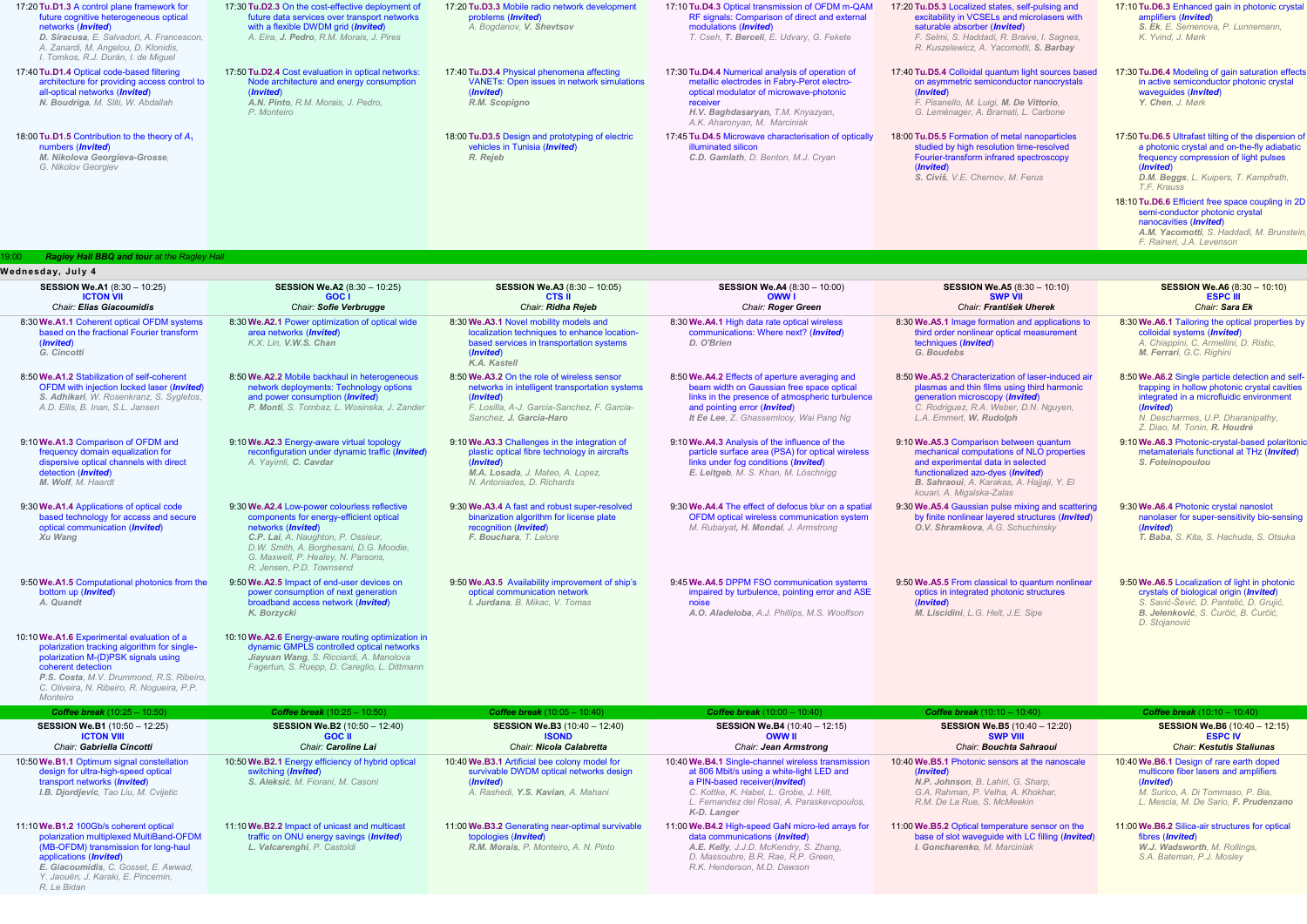**Tuesday sessions (continued)**

**Column D1**

17:20 **Tu.D1.3** A control plane framework for future cognitive heterogeneous optical networks (*Invited*)
*D. Siracusa, E. Salvadori, A. Francescon, A. Zanardi, M. Angelou, D. Klonidis, I. Tomkos, R.J. Durán, I. de Miguel*

17:40 **Tu.D1.4** Optical code-based filtering architecture for providing access control to all-optical networks (*Invited*)
***N. Boudriga**, M. Sliti, W. Abdallah*

18:00 **Tu.D1.5** Contribution to the theory of $A_1$ numbers (*Invited*)
***M. Nikolova Georgieva-Grosse**, G. Nikolov Georgiev*

**Column D2**

17:30 **Tu.D2.3** On the cost-effective deployment of future data services over transport networks with a flexible DWDM grid (*Invited*)
*A. Eira, **J. Pedro**, R.M. Morais, J. Pires*

17:50 **Tu.D2.4** Cost evaluation in optical networks: Node architecture and energy consumption (*Invited*)
***A.N. Pinto**, R.M. Morais, J. Pedro, P. Monteiro*

**Column D3**

17:20 **Tu.D3.3** Mobile radio network development problems (*Invited*)
*A. Bogdanov, **V. Shevtsov***

17:40 **Tu.D3.4** Physical phenomena affecting VANETs: Open issues in network simulations (*Invited*)
***R.M. Scopigno***

18:00 **Tu.D3.5** Design and prototyping of electric vehicles in Tunisia (*Invited*)
***R. Rejeb***

**Column D4**

17:10 **Tu.D4.3** Optical transmission of OFDM m-QAM RF signals: Comparison of direct and external modulations (*Invited*)
*T. Cseh, **T. Berceli**, E. Udvary, G. Fekete*

17:30 **Tu.D4.4** Numerical analysis of operation of metallic electrodes in Fabry-Perot electro-optical modulator of microwave-photonic receiver
***H.V. Baghdasaryan**, T.M. Knyazyan, A.K. Aharonyan, M. Marciniak*

17:45 **Tu.D4.5** Microwave characterisation of optically illuminated silicon
***C.D. Gamlath**, D. Benton, M.J. Cryan*

**Column D5**

17:20 **Tu.D5.3** Localized states, self-pulsing and excitability in VCSELs and microlasers with saturable absorber (*Invited*)
*F. Selmi, S. Haddadi, R. Braive, I. Sagnes, R. Kuszelewicz, A. Yacomotti, **S. Barbay***

17:40 **Tu.D5.4** Colloidal quantum light sources based on asymmetric semiconductor nanocrystals (*Invited*)
*F. Pisanello, M. Luigi, **M. De Vittorio**, G. Leménager, A. Bramati, L. Carbone*

18:00 **Tu.D5.5** Formation of metal nanoparticles studied by high resolution time-resolved Fourier-transform infrared spectroscopy (*Invited*)
***S. Civiš**, V.E. Chernov, M. Ferus*

**Column D6**

17:10 **Tu.D6.3** Enhanced gain in photonic crystal amplifiers (*Invited*)
***S. Ek**, E. Semenova, P. Lunnemann, K. Yvind, J. Mørk*

17:30 **Tu.D6.4** Modeling of gain saturation effects in active semiconductor photonic crystal waveguides (*Invited*)
***Y. Chen**, J. Mørk*

17:50 **Tu.D6.5** Ultrafast tilting of the dispersion of a photonic crystal and on-the-fly adiabatic frequency compression of light pulses (*Invited*)
***D.M. Beggs**, L. Kuipers, T. Kampfrath, T.F. Krauss*

18:10 **Tu.D6.6** Efficient free space coupling in 2D semi-conductor photonic crystal nanocavities (*Invited*)
***A.M. Yacomotti**, S. Haddadi, M. Brunstein, F. Raineri, J.A. Levenson*

19:00 ***Ragley Hall BBQ and tour** at the Ragley Hall*

## Wednesday, July 4

### SESSION We.A1 (8:30 – 10:25) — ICTON VII
*Chair: **Elias Giacoumidis***

8:30 **We.A1.1** Coherent optical OFDM systems based on the fractional Fourier transform (*Invited*)
***G. Cincotti***

8:50 **We.A1.2** Stabilization of self-coherent OFDM with injection locked laser (*Invited*)
***S. Adhikari**, W. Rosenkranz, S. Sygletos, A.D. Ellis, B. Inan, S.L. Jansen*

9:10 **We.A1.3** Comparison of OFDM and frequency domain equalization for dispersive optical channels with direct detection (*Invited*)
***M. Wolf**, M. Haardt*

9:30 **We.A1.4** Applications of optical code based technology for access and secure optical communication (*Invited*)
***Xu Wang***

9:50 **We.A1.5** Computational photonics from the bottom up (*Invited*)
***A. Quandt***

10:10 **We.A1.6** Experimental evaluation of a polarization tracking algorithm for single-polarization M-(D)PSK signals using coherent detection
***P.S. Costa**, M.V. Drummond, R.S. Ribeiro, C. Oliveira, N. Ribeiro, R. Nogueira, P.P. Monteiro*

### SESSION We.A2 (8:30 – 10:25) — GOC I
*Chair: **Sofie Verbrugge***

8:30 **We.A2.1** Power optimization of optical wide area networks (*Invited*)
*K.X. Lin, **V.W.S. Chan***

8:50 **We.A2.2** Mobile backhaul in heterogeneous network deployments: Technology options and power consumption (*Invited*)
***P. Monti**, S. Tombaz, L. Wosinska, J. Zander*

9:10 **We.A2.3** Energy-aware virtual topology reconfiguration under dynamic traffic (*Invited*)
*A. Yayimli, **C. Cavdar***

9:30 **We.A2.4** Low-power colourless reflective components for energy-efficient optical networks (*Invited*)
***C.P. Lai**, A. Naughton, P. Ossieur, D.W. Smith, A. Borghesani, D.G. Moodie, G. Maxwell, P. Healey, N. Parsons, R. Jensen, P.D. Townsend*

9:50 **We.A2.5** Impact of end-user devices on power consumption of next generation broadband access network (*Invited*)
***K. Borzycki***

10:10 **We.A2.6** Energy-aware routing optimization in dynamic GMPLS controlled optical networks
***Jiayuan Wang**, S. Ricciardi, A. Manolova Fagertun, S. Ruepp, D. Careglio, L. Dittmann*

### SESSION We.A3 (8:30 – 10:05) — CTS II
*Chair: **Ridha Rejeb***

8:30 **We.A3.1** Novel mobility models and localization techniques to enhance location-based services in transportation systems (*Invited*)
***K.A. Kastell***

8:50 **We.A3.2** On the role of wireless sensor networks in intelligent transportation systems (*Invited*)
*F. Losilla, A-J. Garcia-Sanchez, F. Garcia-Sanchez, **J. Garcia-Haro***

9:10 **We.A3.3** Challenges in the integration of plastic optical fibre technology in aircrafts (*Invited*)
***M.A. Losada**, J. Mateo, A. Lopez, N. Antoniades, D. Richards*

9:30 **We.A3.4** A fast and robust super-resolved binarization algorithm for license plate recognition (*Invited*)
***F. Bouchara**, T. Lelore*

9:50 **We.A3.5** Availability improvement of ship's optical communication network
***I. Jurdana**, B. Mikac, V. Tomas*

### SESSION We.A4 (8:30 – 10:00) — OWW I
*Chair: **Roger Green***

8:30 **We.A4.1** High data rate optical wireless communications: Where next? (*Invited*)
***D. O'Brien***

8:50 **We.A4.2** Effects of aperture averaging and beam width on Gaussian free space optical links in the presence of atmospheric turbulence and pointing error (*Invited*)
***It Ee Lee**, Z. Ghassemlooy, Wai Pang Ng*

9:10 **We.A4.3** Analysis of the influence of the particle surface area (PSA) for optical wireless links under fog conditions (*Invited*)
***E. Leitgeb**, M. S. Khan, M. Löschnigg*

9:30 **We.A4.4** The effect of defocus blur on a spatial OFDM optical wireless communication system
*M. Rubaiyat, **H. Mondal**, J. Armstrong*

9:45 **We.A4.5** DPPM FSO communication systems impaired by turbulence, pointing error and ASE noise
***A.O. Aladeloba**, A.J. Phillips, M.S. Woolfson*

### SESSION We.A5 (8:30 – 10:10) — SWP VII
*Chair: **František Uherek***

8:30 **We.A5.1** Image formation and applications to third order nonlinear optical measurement techniques (*Invited*)
***G. Boudebs***

8:50 **We.A5.2** Characterization of laser-induced air plasmas and thin films using third harmonic generation microscopy (*Invited*)
*C. Rodriguez, R.A. Weber, D.N. Nguyen, L.A. Emmert, **W. Rudolph***

9:10 **We.A5.3** Comparison between quantum mechanical computations of NLO properties and experimental data in selected functionalized azo-dyes (*Invited*)
***B. Sahraoui**, A. Karakas, A. Hajjaji, Y. El kouari, A. Migalska-Zalas*

9:30 **We.A5.4** Gaussian pulse mixing and scattering by finite nonlinear layered structures (*Invited*)
***O.V. Shramkova**, A.G. Schuchinsky*

9:50 **We.A5.5** From classical to quantum nonlinear optics in integrated photonic structures (*Invited*)
***M. Liscidini**, L.G. Helt, J.E. Sipe*

### SESSION We.A6 (8:30 – 10:10) — ESPC III
*Chair: **Sara Ek***

8:30 **We.A6.1** Tailoring the optical properties by colloidal systems (*Invited*)
*A. Chiappini, C. Armellini, D. Ristic, **M. Ferrari**, G.C. Righini*

8:50 **We.A6.2** Single particle detection and self-trapping in hollow photonic crystal cavities integrated in a microfluidic environment (*Invited*)
*N. Descharmes, U.P. Dharanipathy, Z. Diao, M. Tonin, **R. Houdré***

9:10 **We.A6.3** Photonic-crystal-based polaritonic metamaterials functional at THz (*Invited*)
***S. Foteinopoulou***

9:30 **We.A6.4** Photonic crystal nanoslot nanolaser for super-sensitivity bio-sensing (*Invited*)
***T. Baba**, S. Kita, S. Hachuda, S. Otsuka*

9:50 **We.A6.5** Localization of light in photonic crystals of biological origin (*Invited*)
*S. Savić-Šević, D. Pantelić, D. Grujić, **B. Jelenković**, S. Ćurčić, B. Ćurčić, D. Stojanović*

**Coffee break** (10:25 – 10:50) — We.A1, We.A2; (10:05 – 10:40) — We.A3; (10:00 – 10:40) — We.A4; (10:10 – 10:40) — We.A5, We.A6

### SESSION We.B1 (10:50 – 12:25) — ICTON VIII
*Chair: **Gabriella Cincotti***

10:50 **We.B1.1** Optimum signal constellation design for ultra-high-speed optical transport networks (*Invited*)
***I.B. Djordjevic**, Tao Liu, M. Cvijetic*

11:10 **We.B1.2** 100Gb/s coherent optical polarization multiplexed MultiBand-OFDM (MB-OFDM) transmission for long-haul applications (*Invited*)
***E. Giacoumidis**, C. Gosset, E. Awwad, Y. Jaouën, J. Karaki, E. Pincemin, R. Le Bidan*

### SESSION We.B2 (10:50 – 12:40) — GOC II
*Chair: **Caroline Lai***

10:50 **We.B2.1** Energy efficiency of hybrid optical switching (*Invited*)
***S. Aleksić**, M. Fiorani, M. Casoni*

11:10 **We.B2.2** Impact of unicast and multicast traffic on ONU energy savings (*Invited*)
***L. Valcarenghi**, P. Castoldi*

### SESSION We.B3 (10:40 – 12:40) — ISOND
*Chair: **Nicola Calabretta***

10:40 **We.B3.1** Artificial bee colony model for survivable DWDM optical networks design (*Invited*)
*A. Rashedi, **Y.S. Kavian**, A. Mahani*

11:00 **We.B3.2** Generating near-optimal survivable topologies (*Invited*)
***R.M. Morais**, P. Monteiro, A. N. Pinto*

### SESSION We.B4 (10:40 – 12:15) — OWW II
*Chair: **Jean Armstrong***

10:40 **We.B4.1** Single-channel wireless transmission at 806 Mbit/s using a white-light LED and a PIN-based receiver(*Invited*)
*C. Kottke, K. Habel, L. Grobe, J. Hilt, L. Fernandez del Rosal, A. Paraskevopoulos, **K-D. Langer***

11:00 **We.B4.2** High-speed GaN micro-led arrays for data communications (*Invited*)
***A.E. Kelly**, J.J.D. McKendry, S. Zhang, D. Massoubre, B.R. Rae, R.P. Green, R.K. Henderson, M.D. Dawson*

### SESSION We.B5 (10:40 – 12:20) — SWP VIII
*Chair: **Boucha Sahraoui***

10:40 **We.B5.1** Photonic sensors at the nanoscale (*Invited*)
***N.P. Johnson**, B. Lahiri, G. Sharp, G.A. Rahman, P. Velha, A. Khokhar, R.M. De La Rue, S. McMeekin*

11:00 **We.B5.2** Optical temperature sensor on the base of slot waveguide with LC filling (*Invited*)
***I. Goncharenko**, M. Marciniak*

### SESSION We.B6 (10:40 – 12:15) — ESPC IV
*Chair: **Kestutis Staliunas***

10:40 **We.B6.1** Design of rare earth doped multicore fiber lasers and amplifiers (*Invited*)
*M. Surico, A. Di Tommaso, P. Bia, L. Mescia, M. De Sario, **F. Prudenzano***

11:00 **We.B6.2** Silica-air structures for optical fibres (*Invited*)
***W.J. Wadsworth**, M. Rollings, S.A. Bateman, P.J. Mosley*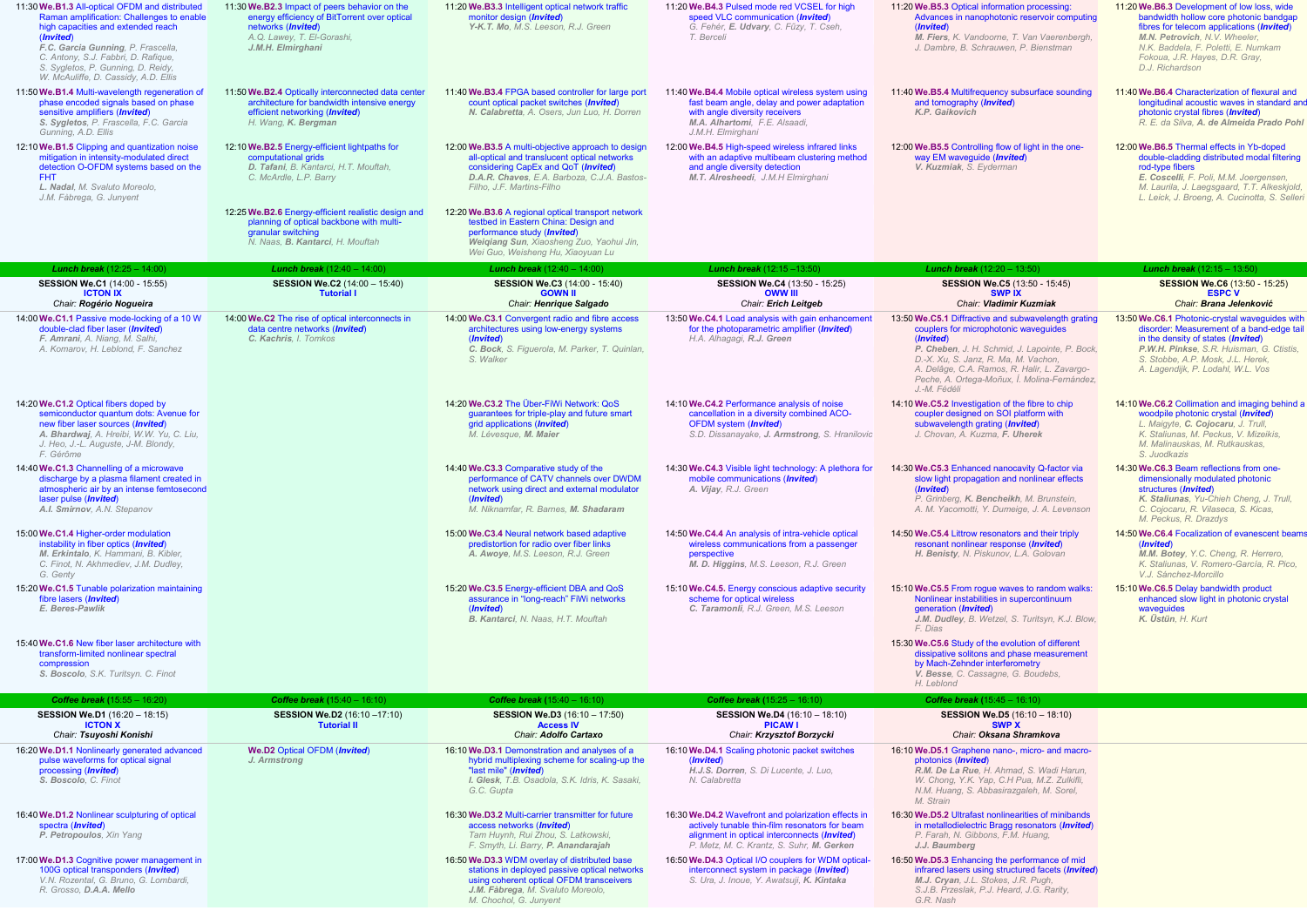**Session We.B1 (continued)**

11:30 **We.B1.3** All-optical OFDM and distributed Raman amplification: Challenges to enable high capacities and extended reach (*Invited*)
*F.C. Garcia Gunning, P. Frascella, C. Antony, S.J. Fabbri, D. Rafique, S. Sygletos, P. Gunning, D. Reidy, W. McAuliffe, D. Cassidy, A.D. Ellis*

11:50 **We.B1.4** Multi-wavelength regeneration of phase encoded signals based on phase sensitive amplifiers (*Invited*)
*S. Sygletos, P. Frascella, F.C. Garcia Gunning, A.D. Ellis*

12:10 **We.B1.5** Clipping and quantization noise mitigation in intensity-modulated direct detection O-OFDM systems based on the FHT
*L. Nadal, M. Svaluto Moreolo, J.M. Fàbrega, G. Junyent*

**Session We.B2 (continued)**

11:30 **We.B2.3** Impact of peers behavior on the energy efficiency of BitTorrent over optical networks (*Invited*)
*A.Q. Lawey, T. El-Gorashi, J.M.H. Elmirghani*

11:50 **We.B2.4** Optically interconnected data center architecture for bandwidth intensive energy efficient networking (*Invited*)
*H. Wang, K. Bergman*

12:10 **We.B2.5** Energy-efficient lightpaths for computational grids
*D. Tafani, B. Kantarci, H.T. Mouftah, C. McArdle, L.P. Barry*

12:25 **We.B2.6** Energy-efficient realistic design and planning of optical backbone with multi-granular switching
*N. Naas, B. Kantarci, H. Mouftah*

**Session We.B3 (continued)**

11:20 **We.B3.3** Intelligent optical network traffic monitor design (*Invited*)
*Y-K.T. Mo, M.S. Leeson, R.J. Green*

11:40 **We.B3.4** FPGA based controller for large port count optical packet switches (*Invited*)
*N. Calabretta, A. Osers, Jun Luo, H. Dorren*

12:00 **We.B3.5** A multi-objective approach to design all-optical and translucent optical networks considering CapEx and QoT (*Invited*)
*D.A.R. Chaves, E.A. Barboza, C.J.A. Bastos-Filho, J.F. Martins-Filho*

12:20 **We.B3.6** A regional optical transport network testbed in Eastern China: Design and performance study (*Invited*)
*Weiqiang Sun, Xiaosheng Zuo, Yaohui Jin, Wei Guo, Weisheng Hu, Xiaoyuan Lu*

**Session We.B4 (continued)**

11:20 **We.B4.3** Pulsed mode red VCSEL for high speed VLC communication (*Invited*)
*G. Fehér, E. Udvary, C. Füzy, T. Cseh, T. Berceli*

11:40 **We.B4.4** Mobile optical wireless system using fast beam angle, delay and power adaptation with angle diversity receivers
*M.A. Alhartomi, F.E. Alsaadi, J.M.H. Elmirghani*

12:00 **We.B4.5** High-speed wireless infrared links with an adaptive multibeam clustering method and angle diversity detection
*M.T. Alresheedi, J.M.H Elmirghani*

**Session We.B5 (continued)**

11:20 **We.B5.3** Optical information processing: Advances in nanophotonic reservoir computing (*Invited*)
*M. Fiers, K. Vandoorne, T. Van Vaerenbergh, J. Dambre, B. Schrauwen, P. Bienstman*

11:40 **We.B5.4** Multifrequency subsurface sounding and tomography (*Invited*)
*K.P. Gaikovich*

12:00 **We.B5.5** Controlling flow of light in the one-way EM waveguide (*Invited*)
*V. Kuzmiak, S. Eyderman*

**Session We.B6 (continued)**

11:20 **We.B6.3** Development of low loss, wide bandwidth hollow core photonic bandgap fibres for telecom applications (*Invited*)
*M.N. Petrovich, N.V. Wheeler, N.K. Baddela, F. Poletti, E. Numkam Fokoua, J.R. Hayes, D.R. Gray, D.J. Richardson*

11:40 **We.B6.4** Characterization of flexural and longitudinal acoustic waves in standard and photonic crystal fibres (*Invited*)
*R. E. da Silva, A. de Almeida Prado Pohl*

12:00 **We.B6.5** Thermal effects in Yb-doped double-cladding distributed modal filtering rod-type fibers
*E. Coscelli, F. Poli, M.M. Joergensen, M. Laurila, J. Laegsgaard, T.T. Alkeskjold, L. Leick, J. Broeng, A. Cucinotta, S. Selleri*

**Lunch breaks:** We.B1 (12:25 – 14:00); We.B2 (12:40 – 14:00); We.B3 (12:40 – 14:00); We.B4 (12:15 – 13:50); We.B5 (12:20 – 13:50); We.B6 (12:15 – 13:50)

## SESSION We.C1 (14:00 - 15:55) — ICTON IX
*Chair: Rogério Nogueira*

14:00 **We.C1.1** Passive mode-locking of a 10 W double-clad fiber laser (*Invited*)
*F. Amrani, A. Niang, M. Salhi, A. Komarov, H. Leblond, F. Sanchez*

14:20 **We.C1.2** Optical fibers doped by semiconductor quantum dots: Avenue for new fiber laser sources (*Invited*)
*A. Bhardwaj, A. Hreibi, W.W. Yu, C. Liu, J. Heo, J.-L. Auguste, J-M. Blondy, F. Gérôme*

14:40 **We.C1.3** Channelling of a microwave discharge by a plasma filament created in atmospheric air by an intense femtosecond laser pulse (*Invited*)
*A.I. Smirnov, A.N. Stepanov*

15:00 **We.C1.4** Higher-order modulation instability in fiber optics (*Invited*)
*M. Erkintalo, K. Hammani, B. Kibler, C. Finot, N. Akhmediev, J.M. Dudley, G. Genty*

15:20 **We.C1.5** Tunable polarization maintaining fibre lasers (*Invited*)
*E. Beres-Pawlik*

15:40 **We.C1.6** New fiber laser architecture with transform-limited nonlinear spectral compression
*S. Boscolo, S.K. Turitsyn, C. Finot*

## SESSION We.C2 (14:00 – 15:40) — Tutorial I

14:00 **We.C2** The rise of optical interconnects in data centre networks (*Invited*)
*C. Kachris, I. Tomkos*

## SESSION We.C3 (14:00 - 15:40) — GOWN II
*Chair: Henrique Salgado*

14:00 **We.C3.1** Convergent radio and fibre access architectures using low-energy systems (*Invited*)
*C. Bock, S. Figuerola, M. Parker, T. Quinlan, S. Walker*

14:20 **We.C3.2** The Über-FiWi Network: QoS guarantees for triple-play and future smart grid applications (*Invited*)
*M. Lévesque, M. Maier*

14:40 **We.C3.3** Comparative study of the performance of CATV channels over DWDM network using direct and external modulator (*Invited*)
*M. Niknamfar, R. Barnes, M. Shadaram*

15:00 **We.C3.4** Neural network based adaptive predistortion for radio over fiber links
*A. Awoye, M.S. Leeson, R.J. Green*

15:20 **We.C3.5** Energy-efficient DBA and QoS assurance in "long-reach" FiWi networks (*Invited*)
*B. Kantarci, N. Naas, H.T. Mouftah*

## SESSION We.C4 (13:50 - 15:25) — OWW III
*Chair: Erich Leitgeb*

13:50 **We.C4.1** Load analysis with gain enhancement for the photoparametric amplifier (*Invited*)
*H.A. Alhagagi, R.J. Green*

14:10 **We.C4.2** Performance analysis of noise cancellation in a diversity combined ACO-OFDM system (*Invited*)
*S.D. Dissanayake, J. Armstrong, S. Hranilovic*

14:30 **We.C4.3** Visible light technology: A plethora for mobile communications (*Invited*)
*A. Vijay, R.J. Green*

14:50 **We.C4.4** An analysis of intra-vehicle optical wireless communications from a passenger perspective
*M. D. Higgins, M.S. Leeson, R.J. Green*

15:10 **We.C4.5.** Energy conscious adaptive security scheme for optical wireless
*C. Taramonli, R.J. Green, M.S. Leeson*

## SESSION We.C5 (13:50 - 15:45) — SWP IX
*Chair: Vladimir Kuzmiak*

13:50 **We.C5.1** Diffractive and subwavelength grating couplers for microphotonic waveguides (*Invited*)
*P. Cheben, J. H. Schmid, J. Lapointe, P. Bock, D.-X. Xu, S. Janz, R. Ma, M. Vachon, A. Delâge, C.A. Ramos, R. Halir, L. Zavargo-Peche, A. Ortega-Moñux, Í. Molina-Fernández, J.-M. Fédéli*

14:10 **We.C5.2** Investigation of the fibre to chip coupler designed on SOI platform with subwavelength grating (*Invited*)
*J. Chovan, A. Kuzma, F. Uherek*

14:30 **We.C5.3** Enhanced nanocavity Q-factor via slow light propagation and nonlinear effects (*Invited*)
*P. Grinberg, K. Bencheikh, M. Brunstein, A. M. Yacomotti, Y. Dumeige, J. A. Levenson*

14:50 **We.C5.4** Littrow resonators and their triply resonant nonlinear response (*Invited*)
*H. Benisty, N. Piskunov, L.A. Golovan*

15:10 **We.C5.5** From rogue waves to random walks: Nonlinear instabilities in supercontinuum generation (*Invited*)
*J.M. Dudley, B. Wetzel, S. Turitsyn, K.J. Blow, F. Dias*

15:30 **We.C5.6** Study of the evolution of different dissipative solitons and phase measurement by Mach-Zehnder interferometry
*V. Besse, C. Cassagne, G. Boudebs, H. Leblond*

## SESSION We.C6 (13:50 - 15:25) — ESPC V
*Chair: Brana Jelenković*

13:50 **We.C6.1** Photonic-crystal waveguides with disorder: Measurement of a band-edge tail in the density of states (*Invited*)
*P.W.H. Pinkse, S.R. Huisman, G. Ctistis, S. Stobbe, A.P. Mosk, J.L. Herek, A. Lagendijk, P. Lodahl, W.L. Vos*

14:10 **We.C6.2** Collimation and imaging behind a woodpile photonic crystal (*Invited*)
*L. Maigyte, C. Cojocaru, J. Trull, K. Staliunas, M. Peckus, V. Mizeikis, M. Malinauskas, M. Rutkauskas, S. Juodkazis*

14:30 **We.C6.3** Beam reflections from one-dimensionally modulated photonic structures (*Invited*)
*K. Staliunas, Yu-Chieh Cheng, J. Trull, C. Cojocaru, R. Vilaseca, S. Kicas, M. Peckus, R. Drazdys*

14:50 **We.C6.4** Focalization of evanescent beams (*Invited*)
*M.M. Botey, Y.C. Cheng, R. Herrero, K. Staliunas, V. Romero-García, R. Pico, V.J. Sánchez-Morcillo*

15:10 **We.C6.5** Delay bandwidth product enhanced slow light in photonic crystal waveguides
*K. Üstün, H. Kurt*

**Coffee breaks:** We.C1 (15:55 – 16:20); We.C2 (15:40 – 16:10); We.C3 (15:40 – 16:10); We.C4 (15:25 – 16:10); We.C5 (15:45 – 16:10)

## SESSION We.D1 (16:20 – 18:15) — ICTON X
*Chair: Tsuyoshi Konishi*

16:20 **We.D1.1** Nonlinearly generated advanced pulse waveforms for optical signal processing (*Invited*)
*S. Boscolo, C. Finot*

16:40 **We.D1.2** Nonlinear sculpturing of optical spectra (*Invited*)
*P. Petropoulos, Xin Yang*

17:00 **We.D1.3** Cognitive power management in 100G optical transponders (*Invited*)
*V.N. Rozental, G. Bruno, G. Lombardi, R. Grosso, D.A.A. Mello*

## SESSION We.D2 (16:10 –17:10) — Tutorial II

**We.D2** Optical OFDM (*Invited*)
*J. Armstrong*

## SESSION We.D3 (16:10 – 17:50) — Access IV
*Chair: Adolfo Cartaxo*

16:10 **We.D3.1** Demonstration and analyses of a hybrid multiplexing scheme for scaling-up the "last mile" (*Invited*)
*I. Glesk, T.B. Osadola, S.K. Idris, K. Sasaki, G.C. Gupta*

16:30 **We.D3.2** Multi-carrier transmitter for future access networks (*Invited*)
*Tam Huynh, Rui Zhou, S. Latkowski, F. Smyth, Li. Barry, P. Anandarajah*

16:50 **We.D3.3** WDM overlay of distributed base stations in deployed passive optical networks using coherent optical OFDM transceivers
*J.M. Fàbrega, M. Svaluto Moreolo, M. Chochol, G. Junyent*

## SESSION We.D4 (16:10 – 18:10) — PICAW I
*Chair: Krzysztof Borzycki*

16:10 **We.D4.1** Scaling photonic packet switches (*Invited*)
*H.J.S. Dorren, S. Di Lucente, J. Luo, N. Calabretta*

16:30 **We.D4.2** Wavefront and polarization effects in actively tunable thin-film resonators for beam alignment in optical interconnects (*Invited*)
*P. Metz, M. C. Krantz, S. Suhr, M. Gerken*

16:50 **We.D4.3** Optical I/O couplers for WDM optical-interconnect system in package (*Invited*)
*S. Ura, J. Inoue, Y. Awatsuji, K. Kintaka*

## SESSION We.D5 (16:10 – 18:10) — SWP X
*Chair: Oksana Shramkova*

16:10 **We.D5.1** Graphene nano-, micro- and macro-photonics (*Invited*)
*R.M. De La Rue, H. Ahmad, S. Wadi Harun, W. Chong, Y.K. Yap, C.H Pua, M.Z. Zulkifli, N.M. Huang, S. Abbasirazgaleh, M. Sorel, M. Strain*

16:30 **We.D5.2** Ultrafast nonlinearities of minibands in metallodielectric Bragg resonators (*Invited*)
*P. Farah, N. Gibbons, F.M. Huang, J.J. Baumberg*

16:50 **We.D5.3** Enhancing the performance of mid infrared lasers using structured facets (*Invited*)
*M.J. Cryan, J.L. Stokes, J.R. Pugh, S.J.B. Przeslak, P.J. Heard, J.G. Rarity, G.R. Nash*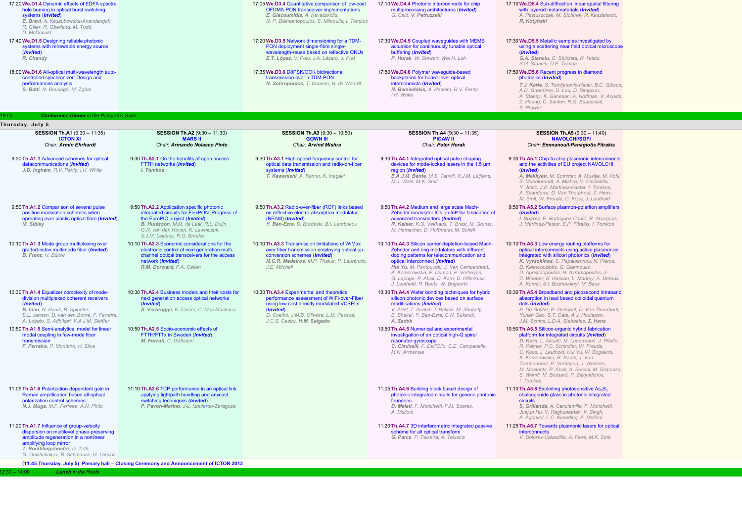17:20 **We.D1.4** Dynamic effects of EDFA spectral hole burning in optical burst switching systems (***Invited***)
***E. Bravi***, *A. Kaszubowska-Anandarajah, R. Giller, R. Oberland, M. Todd, D. McDonald*

17:40 **We.D1.5** Designing reliable photonic systems with renewable energy source (***Invited***)
***R. Chandy***

18:00 **We.D1.6** All-optical multi-wavelength auto-controlled synchronizer: Design and performances analysis
***S. Batti***, *N. Boudriga, M. Zghal*

17:05 **We.D3.4** Quantitative comparison of low-cost OFDMA-PON transceiver implementations
***E. Giacoumidis***, *A. Kavatzikidis, N. P. Diamantopoulos, S. Mikroulis, I. Tomkos*

17:20 **We.D3.5** Network dimensioning for a TDM-PON deployment single-fibre single-wavelength-reuse based on reflective ONUs
***E.T. López***, *V. Polo, J.A. Lázaro, J. Prat*

17:35 **We.D3.6** D8PSK/OOK bidirectional transmission over a TDM-PON
***N. Sotiropoulos***, *T. Koonen, H. de Waardt*

17:10 **We.D4.4** Photonic interconnects for chip multiprocessing architectures (***Invited***)
*G. Caló,* ***V. Petruzzelli***

17:30 **We.D4.5** Coupled waveguides with MEMS actuation for continuously tunable optical buffering (***Invited***)
***P. Horak***, *W. Stewart, Wei H. Loh*

17:50 **We.D4.6** Polymer waveguide-based backplanes for board-level optical interconnects (***Invited***)
***N. Bamiedakis***, *A. Hashim, R.V. Penty, I.H. White*

17:10 **We.D5.4** Sub-diffraction linear spatial filtering with layered metamaterials (***Invited***)
*A. Pastuszczak, M. Stolarek, R. Kasztelanic,* ***R. Kotyński***

17:30 **We.D5.5** Metallic samples investigated by using a scattering near field optical microscope (***Invited***)
***G.A. Stanciu***, *C. Stoichita, R. Hristu, S.G. Stanciu, D.E. Tranca*

17:50 **We.D5.6** Recent progress in diamond photonics (***Invited***)
***T.J. Karle***, *S. Tomljenovic-Hanic, B.C. Gibson, A.D. Greentree, D. Lau, D. Simpson, A. Stacey, K. Ganesan, A. Hoffman, V. Acosta, Z. Huang, C. Santori, R.G. Beausoleil, S. Prawer*

19:00 ***Conference Dinner** in the Panorama Suite*

## Thursday, July 5

### SESSION Th.A1 (9:30 – 11:35) — ICTON XI
*Chair:* ***Armin Ehrhardt***

9:30 **Th.A1.1** Advanced schemes for optical datacommunications (***Invited***)
***J.D. Ingham***, *R.V. Penty, I.H. White*

9:50 **Th.A1.2** Comparison of several pulse position modulation schemes when operating over plastic optical fibre (***Invited***)
***M. Sibley***

10:10 **Th.A1.3** Mode group multiplexing over graded-index multimode fiber (***Invited***)
***B. Franz***, *H. Bülow*

10:30 **Th.A1.4** Equalizer complexity of mode-division multiplexed coherent receivers (***Invited***)
***B. Inan***, *N. Hanik, B. Spinnler, S.L. Jansen, D. van den Borne, F. Ferreira, A. Lobato, S. Adhikari, V.A.J.M. Sleiffer*

10:50 **Th.A1.5** Semi-analytical model for linear modal coupling in few-mode fiber transmission
***F. Ferreira***, *P. Monteiro, H. Silva*

11:05 **Th.A1.6** Polarization-dependent gain in Raman amplification based all-optical polarization control schemes
***N.J. Muga***, *M.F. Ferreira, A.N. Pinto*

11:20 **Th.A1.7** Influence of group-velocity dispersion on multilevel phase-preserving amplitude regeneration in a nonlinear amplifying loop mirror
***T. Roethlingshoefer***, *D. Toth, G. Onishchukov, B. Schmauss, G. Leuchs*

### SESSION Th.A2 (9:30 – 11:30) — MARS II
*Chair:* ***Armando Nolasco Pinto***

9:30 **Th.A2.1** On the benefits of open access FTTH networks (***Invited***)
***I. Tomkos***

9:50 **Th.A2.2** Application specific photonic integrated circuits for FlexPON: Progress of the EuroPIC project (***Invited***)
***B. Huiszoon***, *M.M. de Laat, R.L. Duijn, G.N. van den Hoven, K. Lawniczuk, X.J.M. Leijtens, R.G. Broeke*

10:10 **Th.A2.3** Economic considerations for the electronic control of next generation multi-channel optical transceivers for the access network (***Invited***)
***R.M. Dorward***, *P.A. Callan*

10:30 **Th.A2.4** Business models and their costs for next generation access optical networks
***S. Verbrugge***, *K. Casier, C. Mas Machuca*

10:50 **Th.A2.5** Socio-economic effects of FTTH/FTTx in Sweden (***Invited***)
***M. Forzati***, *C. Mattsson*

11:10 **Th.A2.6** TCP performance in an optical link applying lightpath bundling and anycast switching techniques (***Invited***)
***P. Pavon-Marino***, *J-L. Izquierdo-Zaragoza*

### SESSION Th.A3 (9:30 – 10:50) — GOWN III
*Chair:* ***Arvind Mishra***

9:30 **Th.A3.1** High-speed frequency control for optical data transmission and radio-on-fiber systems (***Invited***)
***T. Kawanishi***, *A. Kanno, K. Inagaki*

9:50 **Th.A3.2** Radio-over-fiber (ROF) links based on reflective electro-absorption modulator (REAM) (***Invited***)
***Y. Ben-Ezra***, *D. Brodeski, B.I. Lembrikov*

10:10 **Th.A3.3** Transmission limitations of WiMax over fiber transmission employing optical up-conversion schemes (***Invited***)
***M.C.R. Medeiros***, *M.P. Thakur, P. Laurêncio, J.E. Mitchell*

10:30 **Th.A3.4** Experimental and theoretical performance assessment of WiFi-over-Fiber using low cost directly modulated VCSELs (***Invited***)
*D. Coelho, J.M.B. Oliveira, L.M. Pessoa, J.C.S. Castro,* ***H.M. Salgado***

### SESSION Th.A4 (9:30 – 11:35) — PICAW II
*Chair:* ***Peter Horak***

9:30 **Th.A4.1** Integrated optical pulse shaping devices for mode-locked lasers in the 1.5 µm region (***Invited***)
***E.A.J.M. Bente***, *M.S. Tahvili, X.J.M. Leijtens, M.J. Wale, M.K. Smit*

9:50 **Th.A4.2** Medium and large scale Mach-Zehnder modulator ICs on InP for fabrication of advanced transmitters (***Invited***)
***R. Kaiser***, *K.O. Velthaus, T. Brast, M. Gruner, M. Hamacher, D. Hoffmann, M. Schell*

10:10 **Th.A4.3** Silicon carrier-depletion-based Mach-Zehnder and ring modulators with different doping patterns for telecommunication and optical interconnect (***Invited***)
***Hui Yu***, *M. Pantouvaki, J. Van Campenhout, K. Komorowska, P. Dumon, P. Verheyen, G. Lepage, P. Absil, D. Korn, D. Hillerkuss, J. Leuthold, R. Baets, W. Bogaerts*

10:30 **Th.A4.4** Wafer bonding techniques for hybrid silicon photonic devices based on surface modifications (***Invited***)
*V. Artel, T. Ilovitsh, I. Bakish, M. Shubely, E. Shekel, Y. Ben-Ezra, C.N. Sukenik,* ***A. Zadok***

10:50 **Th.A4.5** Numerical and experimental investigation of an optical high-Q spiral resonator gyroscope
***C. Ciminelli***, *F. Dell'Olio, C.E. Campanella, M.N. Armenise*

11:05 **Th.A4.6** Building block based design of photonic integrated circuits for generic photonic foundries
***D. Melati***, *F. Morichetti, F.M. Soares, A. Melloni*

11:20 **Th.A4.7** 3D interferometric integrated passive scheme for all optical transform
***G. Parca***, *P. Teixeira, A. Teixeira*

### SESSION Th.A5 (9:30 – 11:40) — NAVOLCHI/SOFI
*Chair:* ***Emmanouil-Panagiotis Fitrakis***

9:30 **Th.A5.1** Chip-to-chip plasmonic interconnects and the activities of EU project NAVOLCHI (***Invited***)
***A. Melikyan***, *M. Sommer, A. Muslija, M. Kohl, S. Muehlbrandt, A. Mishra, V. Calzadilla, Y. Justo, J.P. Martinez-Pastor, I. Tomkos, A. Scandurra, D. Van Thourhout, Z. Hens, M. Smit, W. Freude, C. Koos, J. Leuthold*

9:50 **Th.A5.2** Surface plasmon-polariton amplifiers (***Invited***)
***I. Suárez***, *P. Rodriguez-Cantó, R. Abargues, J. Martinez-Pastor, E.P. Fitrakis, I. Tomkos*

10:10 **Th.A5.3** Low energy routing platforms for optical interconnects using active plasmonics integrated with silicon photonics (***Invited***)
***K. Vyrsokinos***, *S. Papaioannou, N. Pleros, D. Kalavrouziotis, G. Giannoulis, D. Apostolopoulos, H. Avramopoulos, J-C. Weeber, K. Hassan, L. Markey, A. Dereux, A. Kumar, S.I. Bozhevolnyi, M. Baus*

10:30 **Th.A5.4** Broadband and picosecond intraband absorption in lead based colloidal quantum dots (***Invited***)
*B. De Geyter, P. Geiregat, D. Van Thourhout, Yunan Gao, S.T. Cate, A.J. Houtepen, J.M. Schins, L.D.A. Siebbeles,* ***Z. Hens***

10:50 **Th.A5.5** Silicon-organic hybrid fabrication platform for integrated circuits (***Invited***)
***D. Korn***, *L. Alloatti, M. Lauermann, J. Pfeifle, R. Palmer, P.C. Schindler, W. Freude, C. Koos, J. Leuthold, Hui Yu, W. Bogaerts, K. Komorowska, R. Baets, J. Van Campenhout, P. Verheyen, J. Wouters, M. Moelants, P. Absil, A. Secchi, M. Dispenza, S. Wehrli, M. Bossard, P. Zakynthinos, I. Tomkos*

11:10 **Th.A5.6** Exploiting photosensitive $As_2S_3$ chalcogenide glass in photonic integrated circuits
***S. Grillanda***, *A. Canciamilla, F. Morichetti, Juejun Hu, V. Raghunathan, V. Singh, A. Agarwal, L.C. Kimerling, A. Melloni*

11:25 **Th.A5.7** Towards plasmonic lasers for optical interconnects
*V. Dolores-Calzadilla, A. Fiore, M.K. Smit*

**(11:45 Thursday, July 5) Plenary hall – Closing Ceremony and Announcement of ICTON 2013**

12:30 – 14:00 ***Lunch** in the Roots*